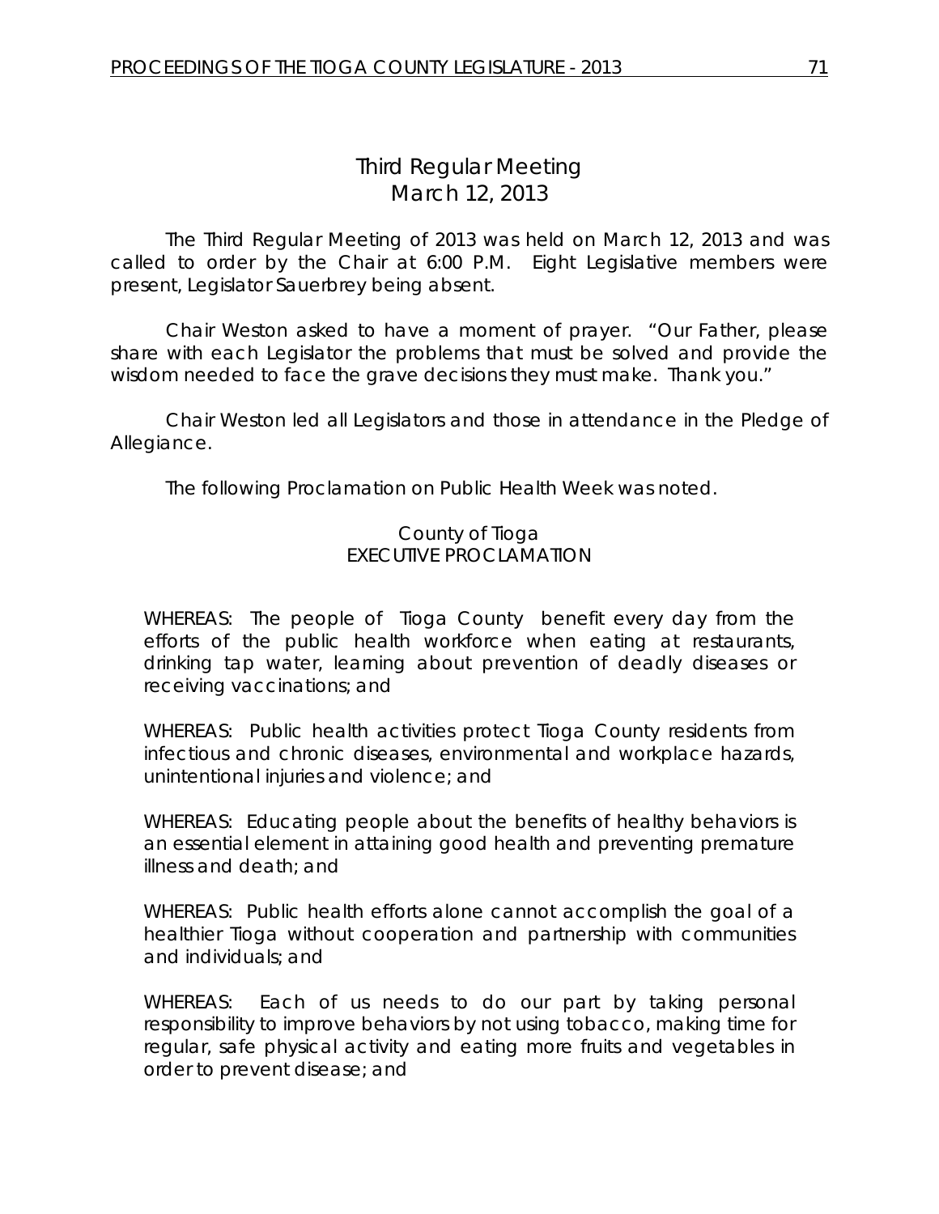# Third Regular Meeting
## March 12, 2013

The Third Regular Meeting of 2013 was held on March 12, 2013 and was called to order by the Chair at 6:00 P.M. Eight Legislative members were present, Legislator Sauerbrey being absent.

Chair Weston asked to have a moment of prayer. "Our Father, please share with each Legislator the problems that must be solved and provide the wisdom needed to face the grave decisions they must make. Thank you."

Chair Weston led all Legislators and those in attendance in the Pledge of Allegiance.

The following Proclamation on Public Health Week was noted.

County of Tioga
EXECUTIVE PROCLAMATION

WHEREAS: The people of Tioga County benefit every day from the efforts of the public health workforce when eating at restaurants, drinking tap water, learning about prevention of deadly diseases or receiving vaccinations; and

WHEREAS: Public health activities protect Tioga County residents from infectious and chronic diseases, environmental and workplace hazards, unintentional injuries and violence; and

WHEREAS: Educating people about the benefits of healthy behaviors is an essential element in attaining good health and preventing premature illness and death; and

WHEREAS: Public health efforts alone cannot accomplish the goal of a healthier Tioga without cooperation and partnership with communities and individuals; and

WHEREAS: Each of us needs to do our part by taking personal responsibility to improve behaviors by not using tobacco, making time for regular, safe physical activity and eating more fruits and vegetables in order to prevent disease; and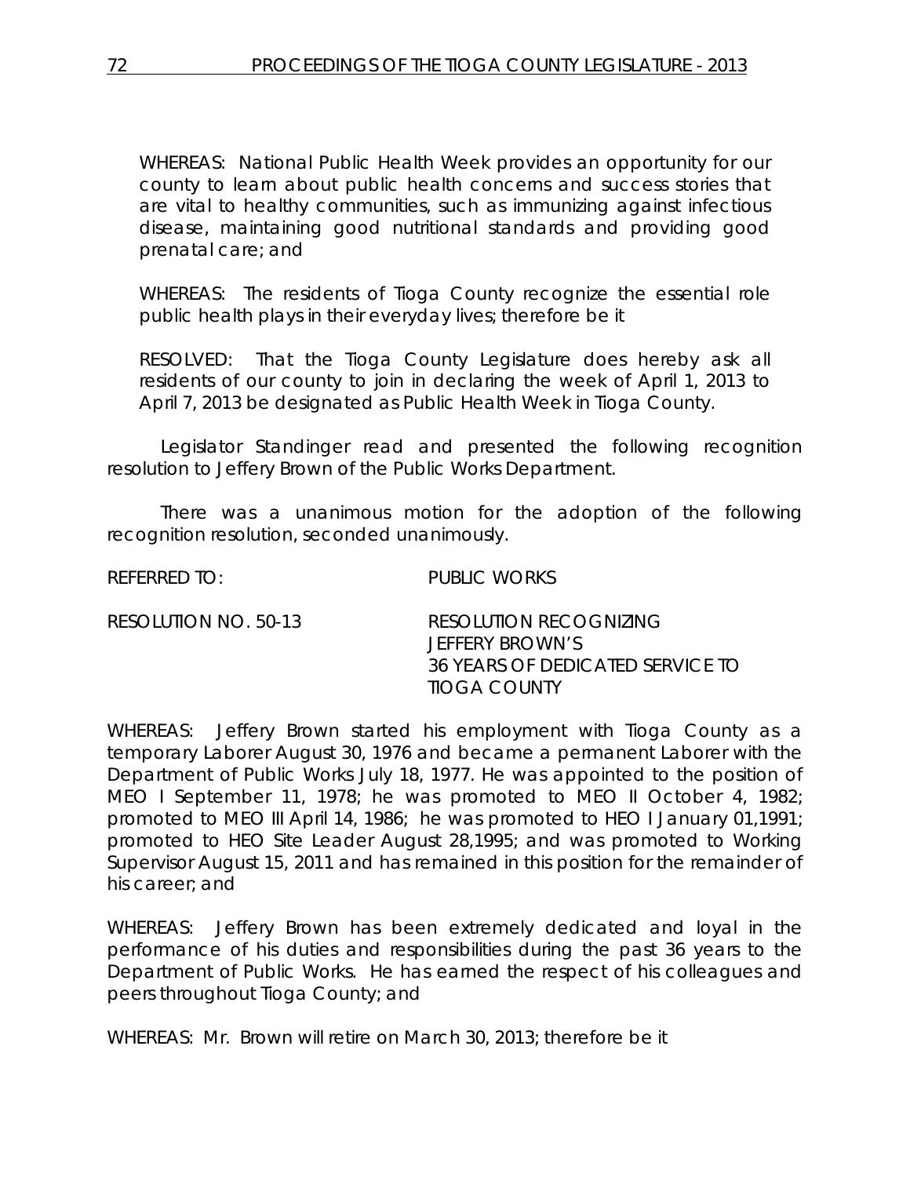WHEREAS: National Public Health Week provides an opportunity for our county to learn about public health concerns and success stories that are vital to healthy communities, such as immunizing against infectious disease, maintaining good nutritional standards and providing good prenatal care; and

WHEREAS: The residents of Tioga County recognize the essential role public health plays in their everyday lives; therefore be it

RESOLVED: That the Tioga County Legislature does hereby ask all residents of our county to join in declaring the week of April 1, 2013 to April 7, 2013 be designated as Public Health Week in Tioga County.

Legislator Standinger read and presented the following recognition resolution to Jeffery Brown of the Public Works Department.

There was a unanimous motion for the adoption of the following recognition resolution, seconded unanimously.

REFERRED TO: PUBLIC WORKS

RESOLUTION NO. 50-13 RESOLUTION RECOGNIZING JEFFERY BROWN'S 36 YEARS OF DEDICATED SERVICE TO TIOGA COUNTY

WHEREAS: Jeffery Brown started his employment with Tioga County as a temporary Laborer August 30, 1976 and became a permanent Laborer with the Department of Public Works July 18, 1977. He was appointed to the position of MEO I September 11, 1978; he was promoted to MEO II October 4, 1982; promoted to MEO III April 14, 1986; he was promoted to HEO I January 01,1991; promoted to HEO Site Leader August 28,1995; and was promoted to Working Supervisor August 15, 2011 and has remained in this position for the remainder of his career; and

WHEREAS: Jeffery Brown has been extremely dedicated and loyal in the performance of his duties and responsibilities during the past 36 years to the Department of Public Works. He has earned the respect of his colleagues and peers throughout Tioga County; and

WHEREAS: Mr. Brown will retire on March 30, 2013; therefore be it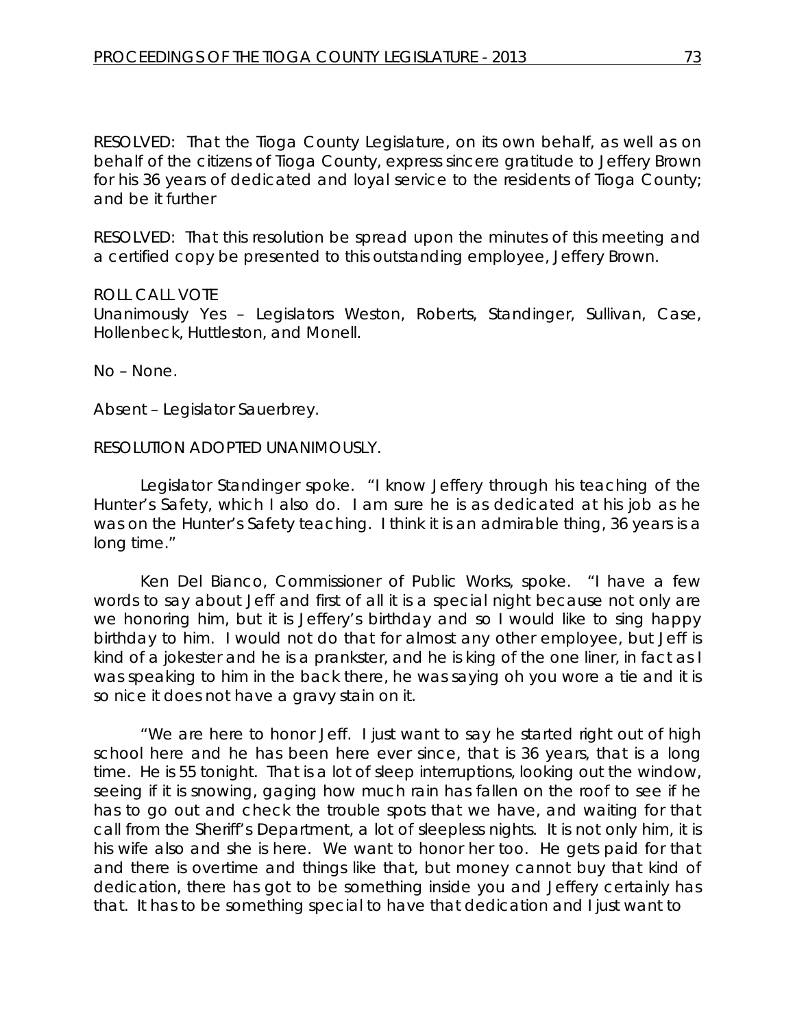RESOLVED: That the Tioga County Legislature, on its own behalf, as well as on behalf of the citizens of Tioga County, express sincere gratitude to Jeffery Brown for his 36 years of dedicated and loyal service to the residents of Tioga County; and be it further

RESOLVED: That this resolution be spread upon the minutes of this meeting and a certified copy be presented to this outstanding employee, Jeffery Brown.

ROLL CALL VOTE
Unanimously Yes – Legislators Weston, Roberts, Standinger, Sullivan, Case, Hollenbeck, Huttleston, and Monell.

No – None.

Absent – Legislator Sauerbrey.

RESOLUTION ADOPTED UNANIMOUSLY.

Legislator Standinger spoke. "I know Jeffery through his teaching of the Hunter's Safety, which I also do. I am sure he is as dedicated at his job as he was on the Hunter's Safety teaching. I think it is an admirable thing, 36 years is a long time."

Ken Del Bianco, Commissioner of Public Works, spoke. "I have a few words to say about Jeff and first of all it is a special night because not only are we honoring him, but it is Jeffery's birthday and so I would like to sing happy birthday to him. I would not do that for almost any other employee, but Jeff is kind of a jokester and he is a prankster, and he is king of the one liner, in fact as I was speaking to him in the back there, he was saying oh you wore a tie and it is so nice it does not have a gravy stain on it.

"We are here to honor Jeff. I just want to say he started right out of high school here and he has been here ever since, that is 36 years, that is a long time. He is 55 tonight. That is a lot of sleep interruptions, looking out the window, seeing if it is snowing, gaging how much rain has fallen on the roof to see if he has to go out and check the trouble spots that we have, and waiting for that call from the Sheriff's Department, a lot of sleepless nights. It is not only him, it is his wife also and she is here. We want to honor her too. He gets paid for that and there is overtime and things like that, but money cannot buy that kind of dedication, there has got to be something inside you and Jeffery certainly has that. It has to be something special to have that dedication and I just want to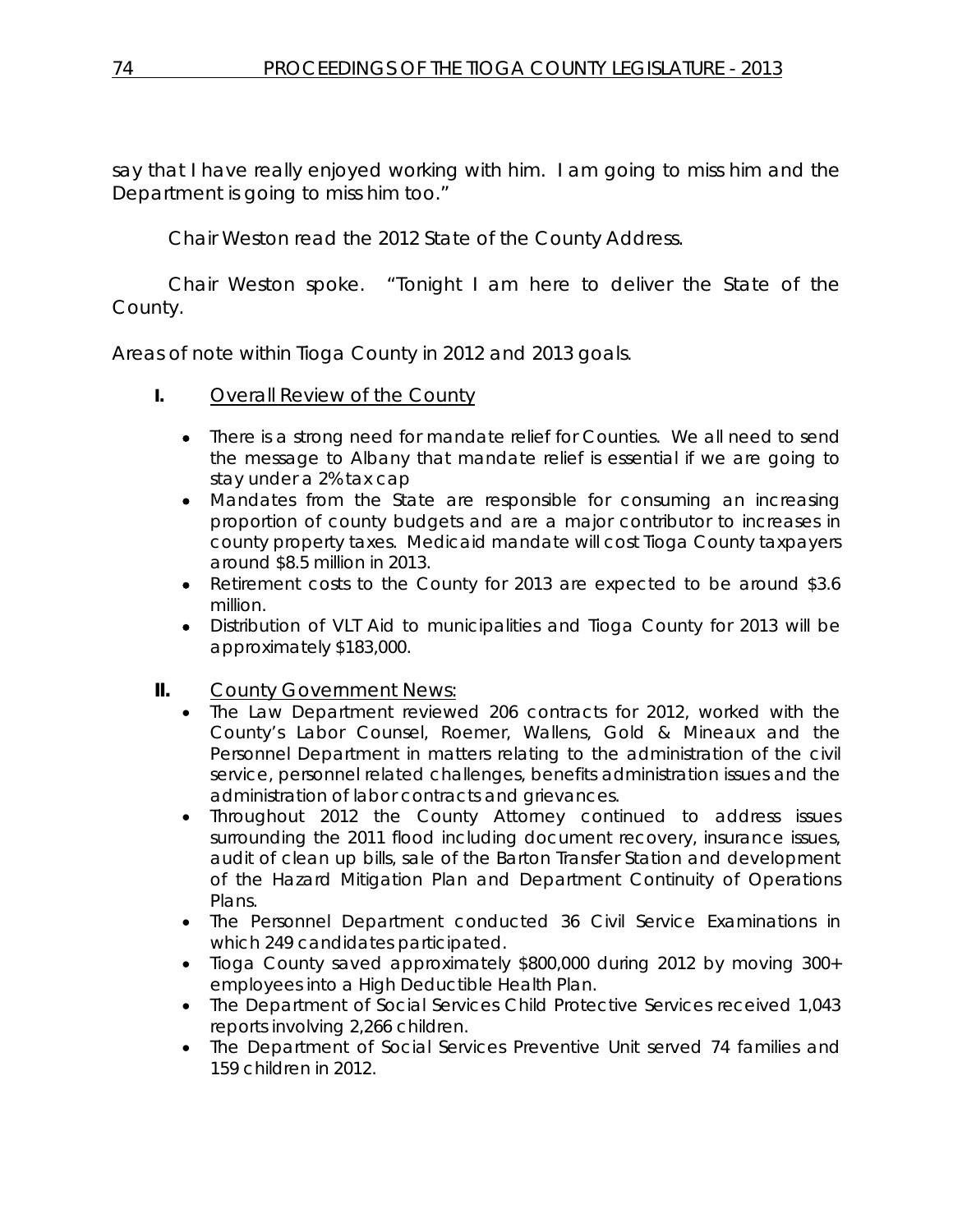say that I have really enjoyed working with him. I am going to miss him and the Department is going to miss him too."

Chair Weston read the 2012 State of the County Address.

Chair Weston spoke. "Tonight I am here to deliver the State of the County.

Areas of note within Tioga County in 2012 and 2013 goals.

**I.** Overall Review of the County

- There is a strong need for mandate relief for Counties. We all need to send the message to Albany that mandate relief is essential if we are going to stay under a 2% tax cap
- Mandates from the State are responsible for consuming an increasing proportion of county budgets and are a major contributor to increases in county property taxes. Medicaid mandate will cost Tioga County taxpayers around $8.5 million in 2013.
- Retirement costs to the County for 2013 are expected to be around $3.6 million.
- Distribution of VLT Aid to municipalities and Tioga County for 2013 will be approximately $183,000.

**II.** County Government News:

- The Law Department reviewed 206 contracts for 2012, worked with the County's Labor Counsel, Roemer, Wallens, Gold & Mineaux and the Personnel Department in matters relating to the administration of the civil service, personnel related challenges, benefits administration issues and the administration of labor contracts and grievances.
- Throughout 2012 the County Attorney continued to address issues surrounding the 2011 flood including document recovery, insurance issues, audit of clean up bills, sale of the Barton Transfer Station and development of the Hazard Mitigation Plan and Department Continuity of Operations Plans.
- The Personnel Department conducted 36 Civil Service Examinations in which 249 candidates participated.
- Tioga County saved approximately $800,000 during 2012 by moving 300+ employees into a High Deductible Health Plan.
- The Department of Social Services Child Protective Services received 1,043 reports involving 2,266 children.
- The Department of Social Services Preventive Unit served 74 families and 159 children in 2012.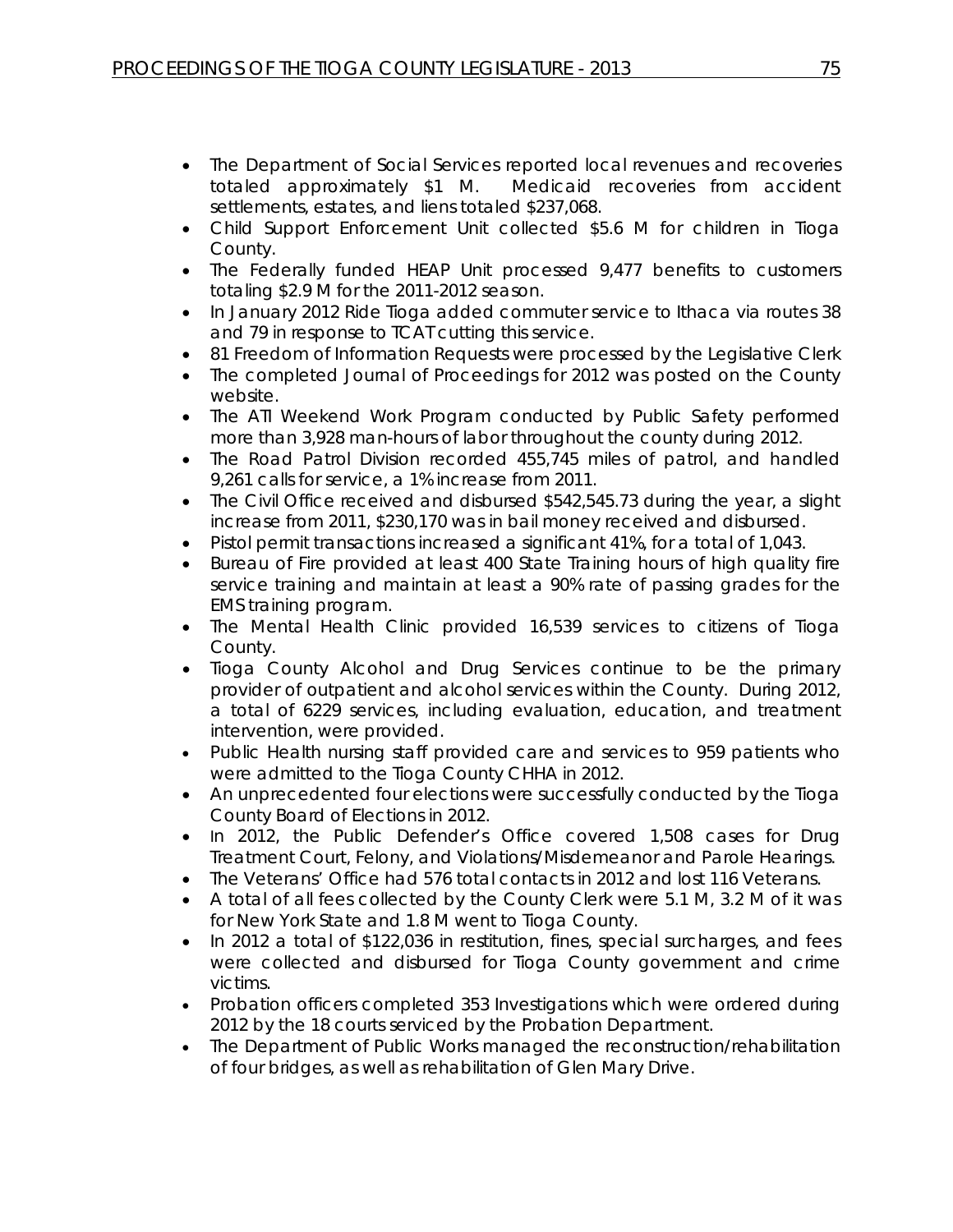- The Department of Social Services reported local revenues and recoveries totaled approximately $1 M. Medicaid recoveries from accident settlements, estates, and liens totaled $237,068.
- Child Support Enforcement Unit collected $5.6 M for children in Tioga County.
- The Federally funded HEAP Unit processed 9,477 benefits to customers totaling $2.9 M for the 2011-2012 season.
- In January 2012 Ride Tioga added commuter service to Ithaca via routes 38 and 79 in response to TCAT cutting this service.
- 81 Freedom of Information Requests were processed by the Legislative Clerk
- The completed Journal of Proceedings for 2012 was posted on the County website.
- The ATI Weekend Work Program conducted by Public Safety performed more than 3,928 man-hours of labor throughout the county during 2012.
- The Road Patrol Division recorded 455,745 miles of patrol, and handled 9,261 calls for service, a 1% increase from 2011.
- The Civil Office received and disbursed $542,545.73 during the year, a slight increase from 2011, $230,170 was in bail money received and disbursed.
- Pistol permit transactions increased a significant 41%, for a total of 1,043.
- Bureau of Fire provided at least 400 State Training hours of high quality fire service training and maintain at least a 90% rate of passing grades for the EMS training program.
- The Mental Health Clinic provided 16,539 services to citizens of Tioga County.
- Tioga County Alcohol and Drug Services continue to be the primary provider of outpatient and alcohol services within the County. During 2012, a total of 6229 services, including evaluation, education, and treatment intervention, were provided.
- Public Health nursing staff provided care and services to 959 patients who were admitted to the Tioga County CHHA in 2012.
- An unprecedented four elections were successfully conducted by the Tioga County Board of Elections in 2012.
- In 2012, the Public Defender's Office covered 1,508 cases for Drug Treatment Court, Felony, and Violations/Misdemeanor and Parole Hearings.
- The Veterans' Office had 576 total contacts in 2012 and lost 116 Veterans.
- A total of all fees collected by the County Clerk were 5.1 M, 3.2 M of it was for New York State and 1.8 M went to Tioga County.
- In 2012 a total of $122,036 in restitution, fines, special surcharges, and fees were collected and disbursed for Tioga County government and crime victims.
- Probation officers completed 353 Investigations which were ordered during 2012 by the 18 courts serviced by the Probation Department.
- The Department of Public Works managed the reconstruction/rehabilitation of four bridges, as well as rehabilitation of Glen Mary Drive.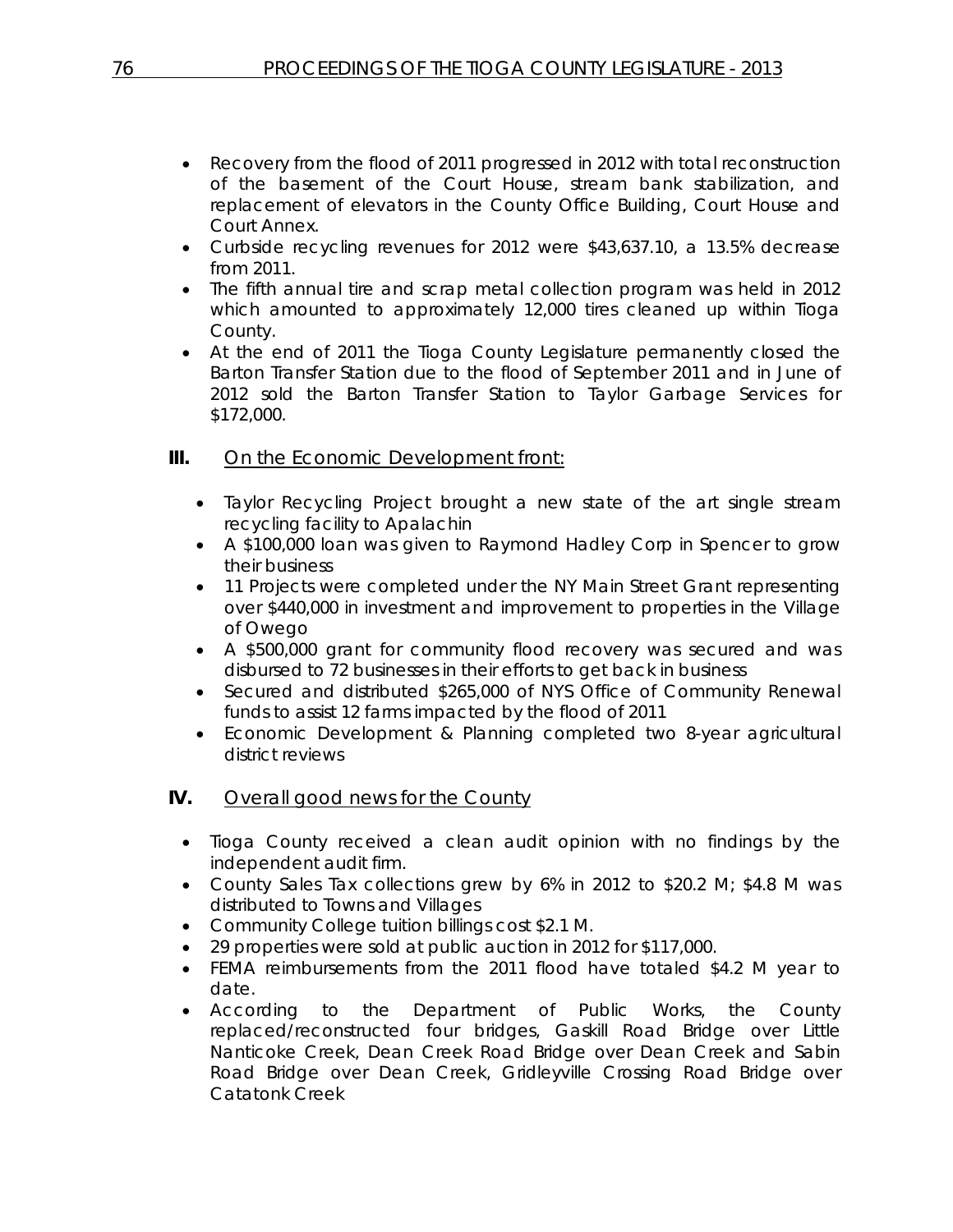- Recovery from the flood of 2011 progressed in 2012 with total reconstruction of the basement of the Court House, stream bank stabilization, and replacement of elevators in the County Office Building, Court House and Court Annex.
- Curbside recycling revenues for 2012 were $43,637.10, a 13.5% decrease from 2011.
- The fifth annual tire and scrap metal collection program was held in 2012 which amounted to approximately 12,000 tires cleaned up within Tioga County.
- At the end of 2011 the Tioga County Legislature permanently closed the Barton Transfer Station due to the flood of September 2011 and in June of 2012 sold the Barton Transfer Station to Taylor Garbage Services for $172,000.

## III. <u>On the Economic Development front:</u>

- Taylor Recycling Project brought a new state of the art single stream recycling facility to Apalachin
- A $100,000 loan was given to Raymond Hadley Corp in Spencer to grow their business
- 11 Projects were completed under the NY Main Street Grant representing over $440,000 in investment and improvement to properties in the Village of Owego
- A $500,000 grant for community flood recovery was secured and was disbursed to 72 businesses in their efforts to get back in business
- Secured and distributed $265,000 of NYS Office of Community Renewal funds to assist 12 farms impacted by the flood of 2011
- Economic Development & Planning completed two 8-year agricultural district reviews

## IV. <u>Overall good news for the County</u>

- Tioga County received a clean audit opinion with no findings by the independent audit firm.
- County Sales Tax collections grew by 6% in 2012 to $20.2 M; $4.8 M was distributed to Towns and Villages
- Community College tuition billings cost $2.1 M.
- 29 properties were sold at public auction in 2012 for $117,000.
- FEMA reimbursements from the 2011 flood have totaled $4.2 M year to date.
- According to the Department of Public Works, the County replaced/reconstructed four bridges, Gaskill Road Bridge over Little Nanticoke Creek, Dean Creek Road Bridge over Dean Creek and Sabin Road Bridge over Dean Creek, Gridleyville Crossing Road Bridge over Catatonk Creek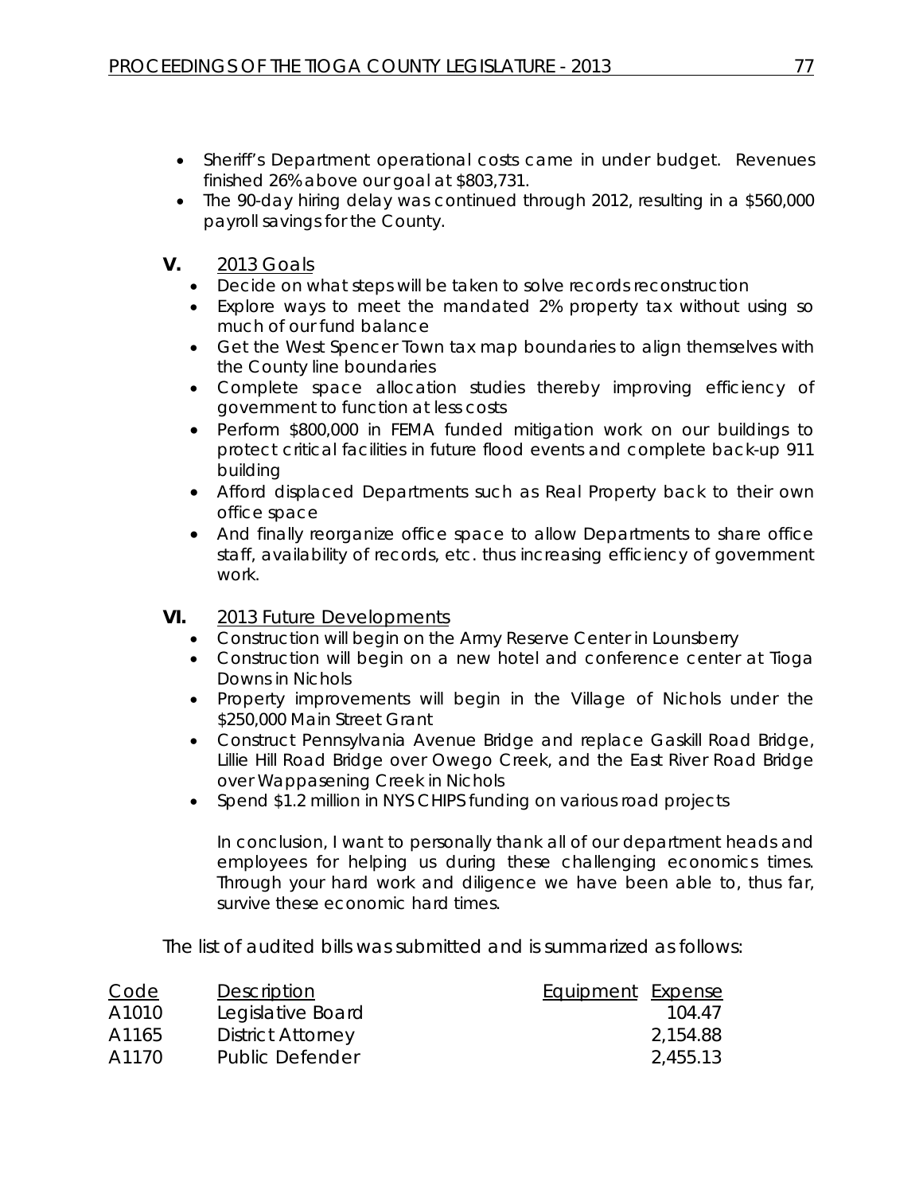- Sheriff's Department operational costs came in under budget. Revenues finished 26% above our goal at $803,731.
- The 90-day hiring delay was continued through 2012, resulting in a $560,000 payroll savings for the County.

**V.** 2013 Goals

- Decide on what steps will be taken to solve records reconstruction
- Explore ways to meet the mandated 2% property tax without using so much of our fund balance
- Get the West Spencer Town tax map boundaries to align themselves with the County line boundaries
- Complete space allocation studies thereby improving efficiency of government to function at less costs
- Perform $800,000 in FEMA funded mitigation work on our buildings to protect critical facilities in future flood events and complete back-up 911 building
- Afford displaced Departments such as Real Property back to their own office space
- And finally reorganize office space to allow Departments to share office staff, availability of records, etc. thus increasing efficiency of government work.

**VI.** 2013 Future Developments

- Construction will begin on the Army Reserve Center in Lounsberry
- Construction will begin on a new hotel and conference center at Tioga Downs in Nichols
- Property improvements will begin in the Village of Nichols under the $250,000 Main Street Grant
- Construct Pennsylvania Avenue Bridge and replace Gaskill Road Bridge, Lillie Hill Road Bridge over Owego Creek, and the East River Road Bridge over Wappasening Creek in Nichols
- Spend $1.2 million in NYS CHIPS funding on various road projects

In conclusion, I want to personally thank all of our department heads and employees for helping us during these challenging economics times. Through your hard work and diligence we have been able to, thus far, survive these economic hard times.

The list of audited bills was submitted and is summarized as follows:

| Code | Description | Equipment | Expense |
|---|---|---|---|
| A1010 | Legislative Board | | 104.47 |
| A1165 | District Attorney | | 2,154.88 |
| A1170 | Public Defender | | 2,455.13 |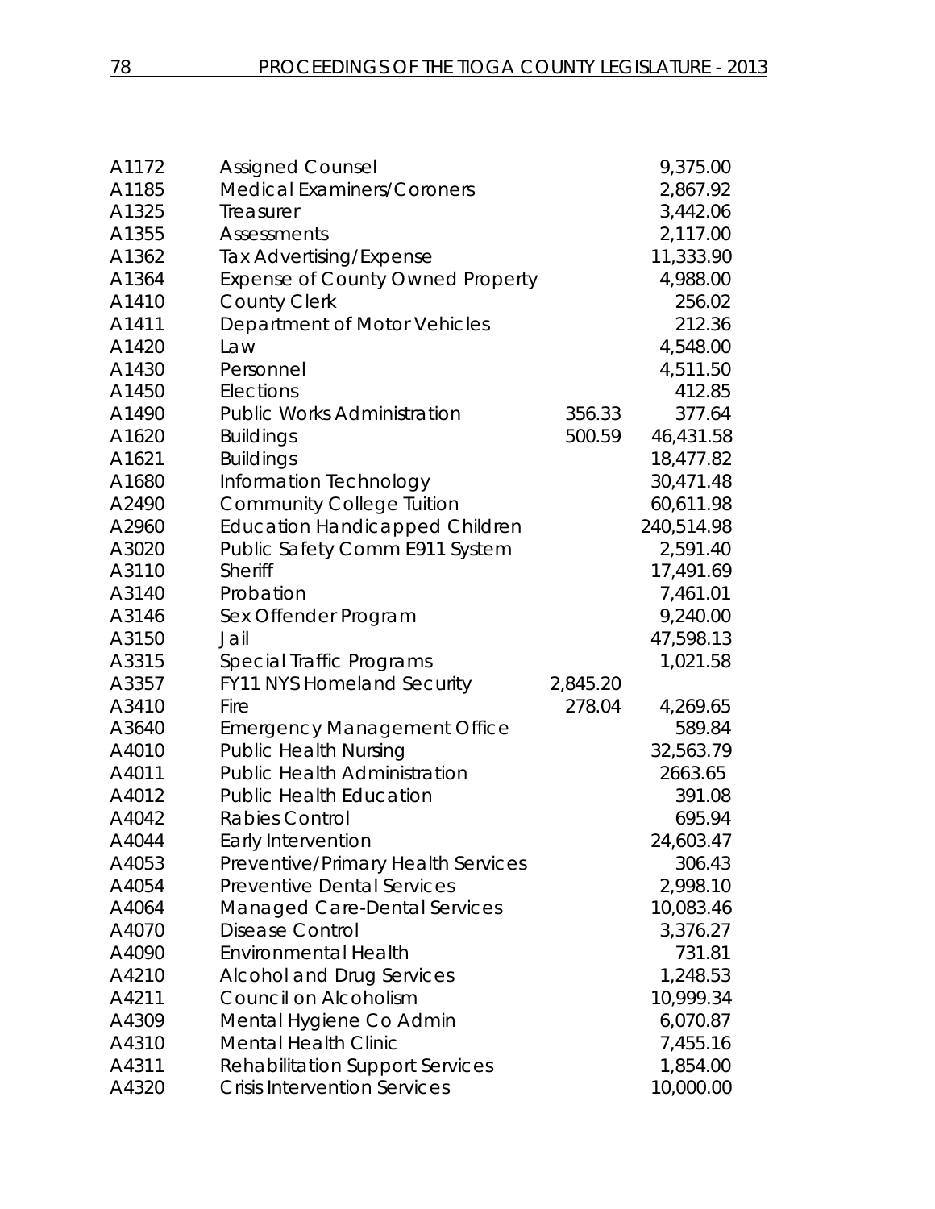| | | | |
|---|---|---|---|
| A1172 | Assigned Counsel | | 9,375.00 |
| A1185 | Medical Examiners/Coroners | | 2,867.92 |
| A1325 | Treasurer | | 3,442.06 |
| A1355 | Assessments | | 2,117.00 |
| A1362 | Tax Advertising/Expense | | 11,333.90 |
| A1364 | Expense of County Owned Property | | 4,988.00 |
| A1410 | County Clerk | | 256.02 |
| A1411 | Department of Motor Vehicles | | 212.36 |
| A1420 | Law | | 4,548.00 |
| A1430 | Personnel | | 4,511.50 |
| A1450 | Elections | | 412.85 |
| A1490 | Public Works Administration | 356.33 | 377.64 |
| A1620 | Buildings | 500.59 | 46,431.58 |
| A1621 | Buildings | | 18,477.82 |
| A1680 | Information Technology | | 30,471.48 |
| A2490 | Community College Tuition | | 60,611.98 |
| A2960 | Education Handicapped Children | | 240,514.98 |
| A3020 | Public Safety Comm E911 System | | 2,591.40 |
| A3110 | Sheriff | | 17,491.69 |
| A3140 | Probation | | 7,461.01 |
| A3146 | Sex Offender Program | | 9,240.00 |
| A3150 | Jail | | 47,598.13 |
| A3315 | Special Traffic Programs | | 1,021.58 |
| A3357 | FY11 NYS Homeland Security | 2,845.20 | |
| A3410 | Fire | 278.04 | 4,269.65 |
| A3640 | Emergency Management Office | | 589.84 |
| A4010 | Public Health Nursing | | 32,563.79 |
| A4011 | Public Health Administration | | 2663.65 |
| A4012 | Public Health Education | | 391.08 |
| A4042 | Rabies Control | | 695.94 |
| A4044 | Early Intervention | | 24,603.47 |
| A4053 | Preventive/Primary Health Services | | 306.43 |
| A4054 | Preventive Dental Services | | 2,998.10 |
| A4064 | Managed Care-Dental Services | | 10,083.46 |
| A4070 | Disease Control | | 3,376.27 |
| A4090 | Environmental Health | | 731.81 |
| A4210 | Alcohol and Drug Services | | 1,248.53 |
| A4211 | Council on Alcoholism | | 10,999.34 |
| A4309 | Mental Hygiene Co Admin | | 6,070.87 |
| A4310 | Mental Health Clinic | | 7,455.16 |
| A4311 | Rehabilitation Support Services | | 1,854.00 |
| A4320 | Crisis Intervention Services | | 10,000.00 |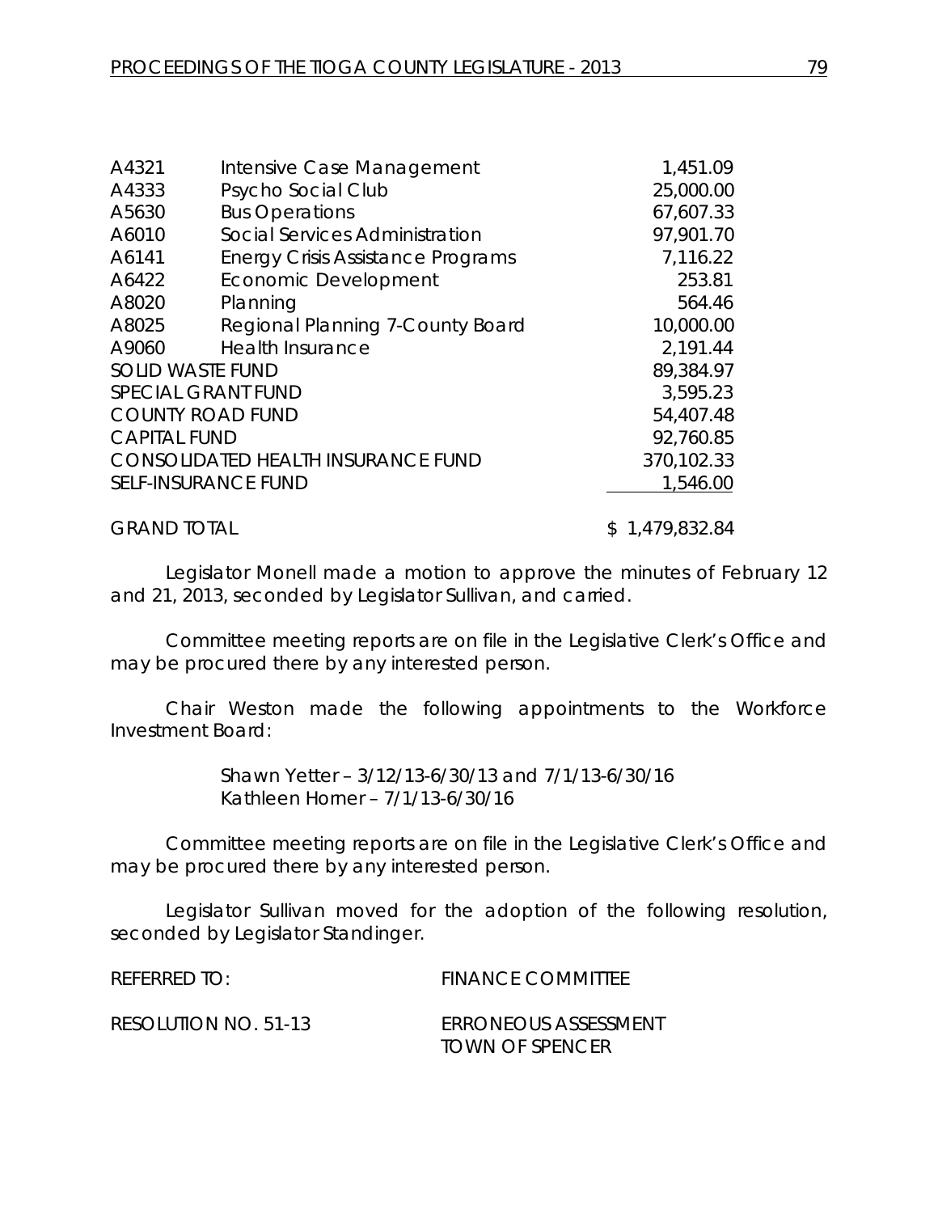| | | |
|---|---|---|
| A4321 | Intensive Case Management | 1,451.09 |
| A4333 | Psycho Social Club | 25,000.00 |
| A5630 | Bus Operations | 67,607.33 |
| A6010 | Social Services Administration | 97,901.70 |
| A6141 | Energy Crisis Assistance Programs | 7,116.22 |
| A6422 | Economic Development | 253.81 |
| A8020 | Planning | 564.46 |
| A8025 | Regional Planning 7-County Board | 10,000.00 |
| A9060 | Health Insurance | 2,191.44 |
| SOLID WASTE FUND | | 89,384.97 |
| SPECIAL GRANT FUND | | 3,595.23 |
| COUNTY ROAD FUND | | 54,407.48 |
| CAPITAL FUND | | 92,760.85 |
| CONSOLIDATED HEALTH INSURANCE FUND | | 370,102.33 |
| SELF-INSURANCE FUND | | 1,546.00 |
| GRAND TOTAL | | $ 1,479,832.84 |

Legislator Monell made a motion to approve the minutes of February 12 and 21, 2013, seconded by Legislator Sullivan, and carried.

Committee meeting reports are on file in the Legislative Clerk's Office and may be procured there by any interested person.

Chair Weston made the following appointments to the Workforce Investment Board:

Shawn Yetter – 3/12/13-6/30/13 and 7/1/13-6/30/16
Kathleen Horner – 7/1/13-6/30/16

Committee meeting reports are on file in the Legislative Clerk's Office and may be procured there by any interested person.

Legislator Sullivan moved for the adoption of the following resolution, seconded by Legislator Standinger.

REFERRED TO: FINANCE COMMITTEE

RESOLUTION NO. 51-13 ERRONEOUS ASSESSMENT
TOWN OF SPENCER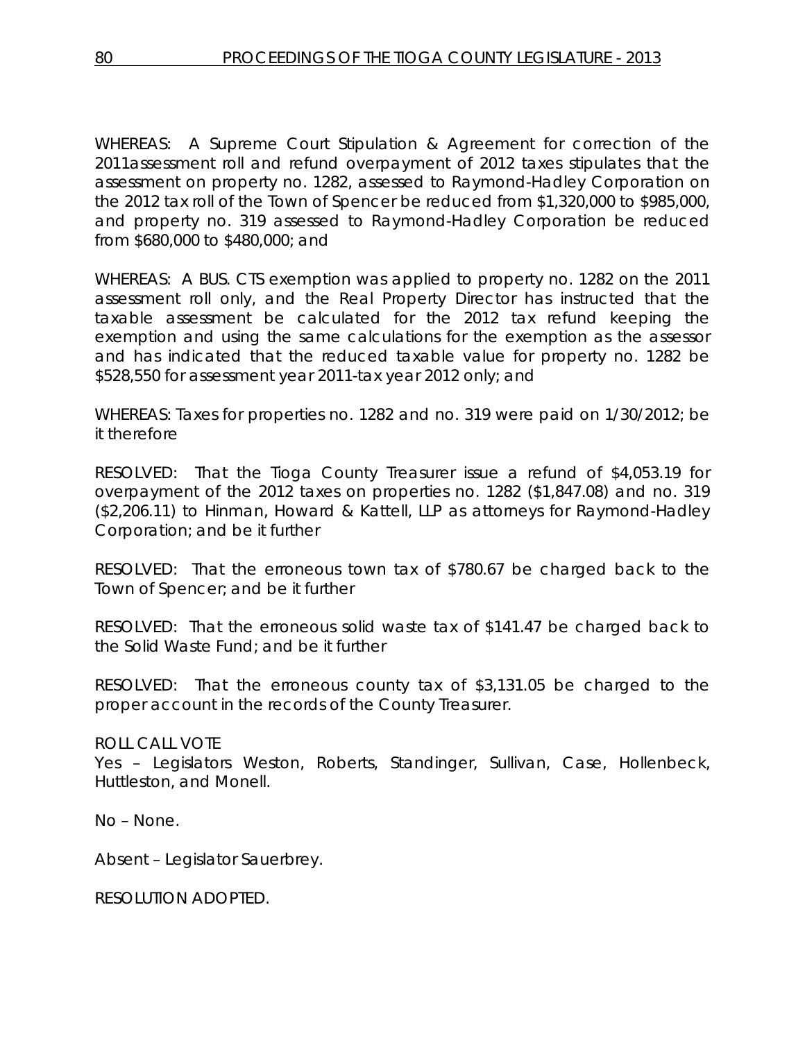WHEREAS: A Supreme Court Stipulation & Agreement for correction of the 2011assessment roll and refund overpayment of 2012 taxes stipulates that the assessment on property no. 1282, assessed to Raymond-Hadley Corporation on the 2012 tax roll of the Town of Spencer be reduced from $1,320,000 to $985,000, and property no. 319 assessed to Raymond-Hadley Corporation be reduced from $680,000 to $480,000; and

WHEREAS: A BUS. CTS exemption was applied to property no. 1282 on the 2011 assessment roll only, and the Real Property Director has instructed that the taxable assessment be calculated for the 2012 tax refund keeping the exemption and using the same calculations for the exemption as the assessor and has indicated that the reduced taxable value for property no. 1282 be $528,550 for assessment year 2011-tax year 2012 only; and

WHEREAS: Taxes for properties no. 1282 and no. 319 were paid on 1/30/2012; be it therefore

RESOLVED: That the Tioga County Treasurer issue a refund of $4,053.19 for overpayment of the 2012 taxes on properties no. 1282 ($1,847.08) and no. 319 ($2,206.11) to Hinman, Howard & Kattell, LLP as attorneys for Raymond-Hadley Corporation; and be it further

RESOLVED: That the erroneous town tax of $780.67 be charged back to the Town of Spencer; and be it further

RESOLVED: That the erroneous solid waste tax of $141.47 be charged back to the Solid Waste Fund; and be it further

RESOLVED: That the erroneous county tax of $3,131.05 be charged to the proper account in the records of the County Treasurer.

ROLL CALL VOTE
Yes – Legislators Weston, Roberts, Standinger, Sullivan, Case, Hollenbeck, Huttleston, and Monell.

No – None.

Absent – Legislator Sauerbrey.

RESOLUTION ADOPTED.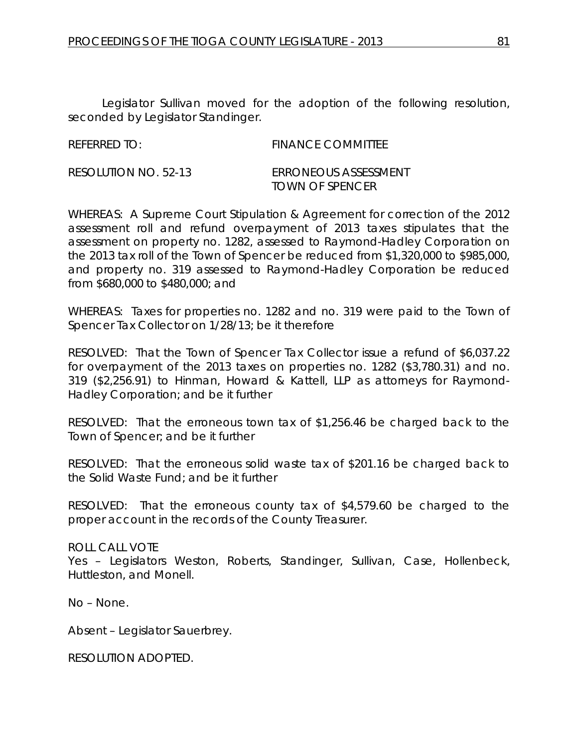Legislator Sullivan moved for the adoption of the following resolution, seconded by Legislator Standinger.

REFERRED TO: FINANCE COMMITTEE

RESOLUTION NO. 52-13 ERRONEOUS ASSESSMENT TOWN OF SPENCER

WHEREAS: A Supreme Court Stipulation & Agreement for correction of the 2012 assessment roll and refund overpayment of 2013 taxes stipulates that the assessment on property no. 1282, assessed to Raymond-Hadley Corporation on the 2013 tax roll of the Town of Spencer be reduced from $1,320,000 to $985,000, and property no. 319 assessed to Raymond-Hadley Corporation be reduced from $680,000 to $480,000; and

WHEREAS: Taxes for properties no. 1282 and no. 319 were paid to the Town of Spencer Tax Collector on 1/28/13; be it therefore

RESOLVED: That the Town of Spencer Tax Collector issue a refund of $6,037.22 for overpayment of the 2013 taxes on properties no. 1282 ($3,780.31) and no. 319 ($2,256.91) to Hinman, Howard & Kattell, LLP as attorneys for Raymond-Hadley Corporation; and be it further

RESOLVED: That the erroneous town tax of $1,256.46 be charged back to the Town of Spencer; and be it further

RESOLVED: That the erroneous solid waste tax of $201.16 be charged back to the Solid Waste Fund; and be it further

RESOLVED: That the erroneous county tax of $4,579.60 be charged to the proper account in the records of the County Treasurer.

ROLL CALL VOTE
Yes – Legislators Weston, Roberts, Standinger, Sullivan, Case, Hollenbeck, Huttleston, and Monell.

No – None.

Absent – Legislator Sauerbrey.

RESOLUTION ADOPTED.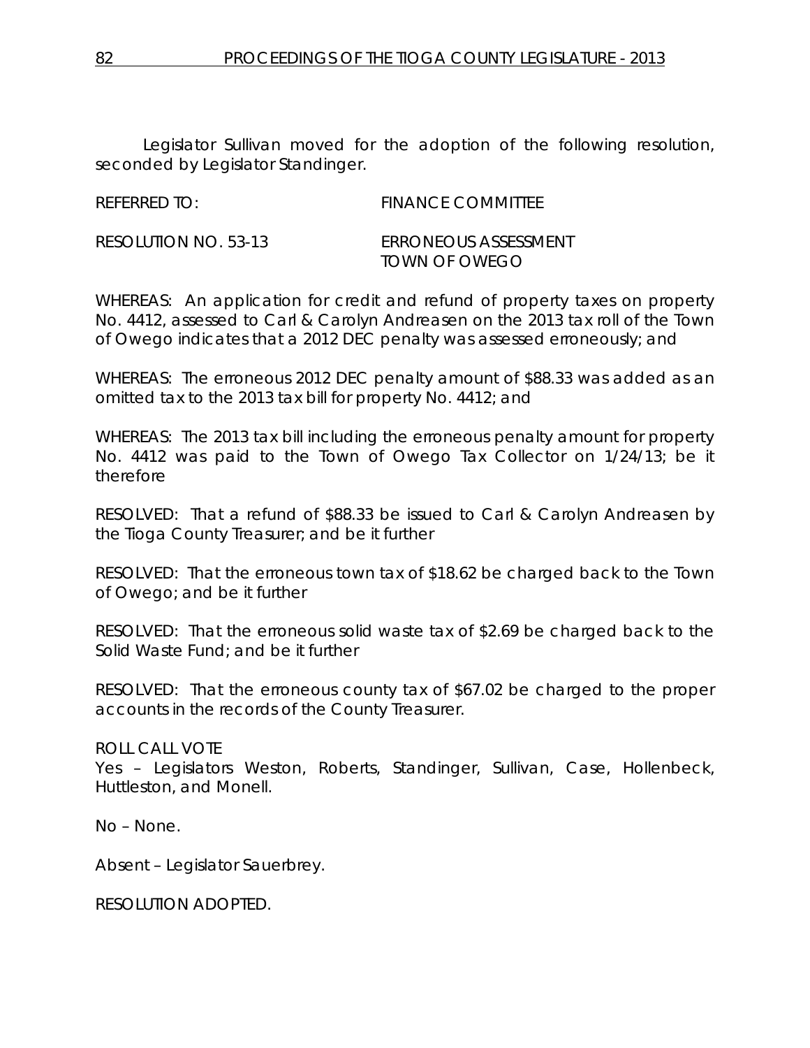Legislator Sullivan moved for the adoption of the following resolution, seconded by Legislator Standinger.

REFERRED TO: FINANCE COMMITTEE

RESOLUTION NO. 53-13 ERRONEOUS ASSESSMENT TOWN OF OWEGO

WHEREAS: An application for credit and refund of property taxes on property No. 4412, assessed to Carl & Carolyn Andreasen on the 2013 tax roll of the Town of Owego indicates that a 2012 DEC penalty was assessed erroneously; and

WHEREAS: The erroneous 2012 DEC penalty amount of $88.33 was added as an omitted tax to the 2013 tax bill for property No. 4412; and

WHEREAS: The 2013 tax bill including the erroneous penalty amount for property No. 4412 was paid to the Town of Owego Tax Collector on 1/24/13; be it therefore

RESOLVED: That a refund of $88.33 be issued to Carl & Carolyn Andreasen by the Tioga County Treasurer; and be it further

RESOLVED: That the erroneous town tax of $18.62 be charged back to the Town of Owego; and be it further

RESOLVED: That the erroneous solid waste tax of $2.69 be charged back to the Solid Waste Fund; and be it further

RESOLVED: That the erroneous county tax of $67.02 be charged to the proper accounts in the records of the County Treasurer.

ROLL CALL VOTE
Yes – Legislators Weston, Roberts, Standinger, Sullivan, Case, Hollenbeck, Huttleston, and Monell.

No – None.

Absent – Legislator Sauerbrey.

RESOLUTION ADOPTED.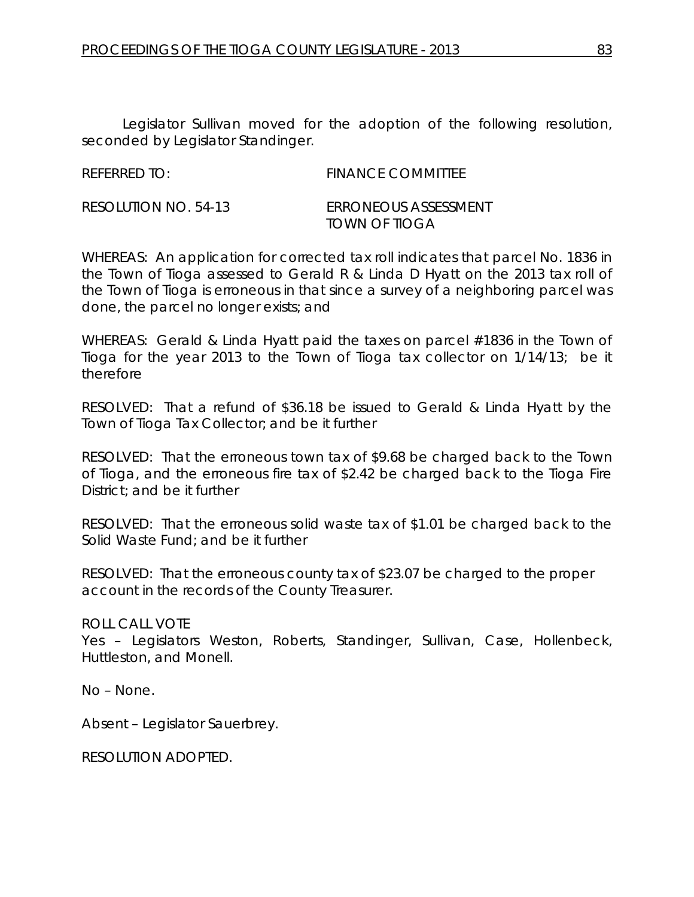Legislator Sullivan moved for the adoption of the following resolution, seconded by Legislator Standinger.

REFERRED TO: FINANCE COMMITTEE

RESOLUTION NO. 54-13 ERRONEOUS ASSESSMENT
TOWN OF TIOGA

WHEREAS: An application for corrected tax roll indicates that parcel No. 1836 in the Town of Tioga assessed to Gerald R & Linda D Hyatt on the 2013 tax roll of the Town of Tioga is erroneous in that since a survey of a neighboring parcel was done, the parcel no longer exists; and

WHEREAS: Gerald & Linda Hyatt paid the taxes on parcel #1836 in the Town of Tioga for the year 2013 to the Town of Tioga tax collector on 1/14/13; be it therefore

RESOLVED: That a refund of $36.18 be issued to Gerald & Linda Hyatt by the Town of Tioga Tax Collector; and be it further

RESOLVED: That the erroneous town tax of $9.68 be charged back to the Town of Tioga, and the erroneous fire tax of $2.42 be charged back to the Tioga Fire District; and be it further

RESOLVED: That the erroneous solid waste tax of $1.01 be charged back to the Solid Waste Fund; and be it further

RESOLVED: That the erroneous county tax of $23.07 be charged to the proper account in the records of the County Treasurer.

ROLL CALL VOTE
Yes – Legislators Weston, Roberts, Standinger, Sullivan, Case, Hollenbeck, Huttleston, and Monell.

No – None.

Absent – Legislator Sauerbrey.

RESOLUTION ADOPTED.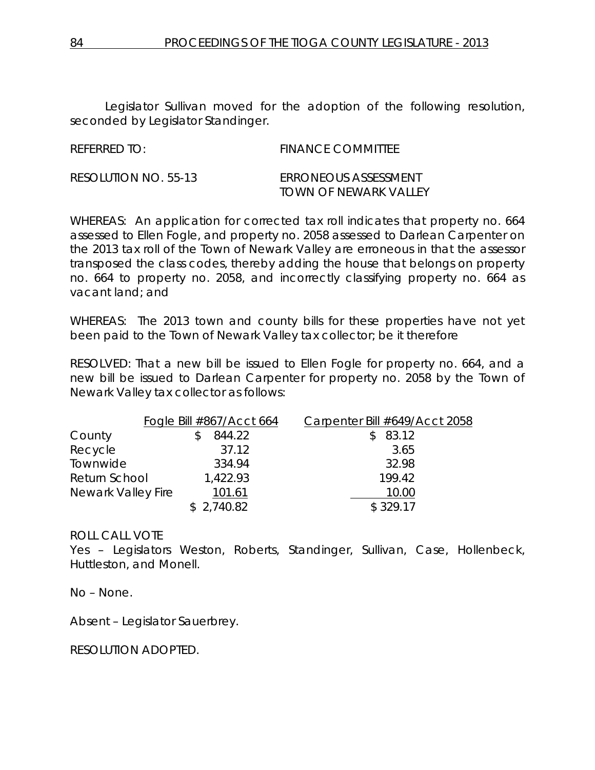Legislator Sullivan moved for the adoption of the following resolution, seconded by Legislator Standinger.

REFERRED TO: FINANCE COMMITTEE

RESOLUTION NO. 55-13 ERRONEOUS ASSESSMENT
TOWN OF NEWARK VALLEY

WHEREAS: An application for corrected tax roll indicates that property no. 664 assessed to Ellen Fogle, and property no. 2058 assessed to Darlean Carpenter on the 2013 tax roll of the Town of Newark Valley are erroneous in that the assessor transposed the class codes, thereby adding the house that belongs on property no. 664 to property no. 2058, and incorrectly classifying property no. 664 as vacant land; and

WHEREAS: The 2013 town and county bills for these properties have not yet been paid to the Town of Newark Valley tax collector; be it therefore

RESOLVED: That a new bill be issued to Ellen Fogle for property no. 664, and a new bill be issued to Darlean Carpenter for property no. 2058 by the Town of Newark Valley tax collector as follows:

| | Fogle Bill #867/Acct 664 | Carpenter Bill #649/Acct 2058 |
|---|---|---|
| County | $ 844.22 | $ 83.12 |
| Recycle | 37.12 | 3.65 |
| Townwide | 334.94 | 32.98 |
| Return School | 1,422.93 | 199.42 |
| Newark Valley Fire | 101.61 | 10.00 |
| | $ 2,740.82 | $ 329.17 |

ROLL CALL VOTE
Yes – Legislators Weston, Roberts, Standinger, Sullivan, Case, Hollenbeck, Huttleston, and Monell.

No – None.

Absent – Legislator Sauerbrey.

RESOLUTION ADOPTED.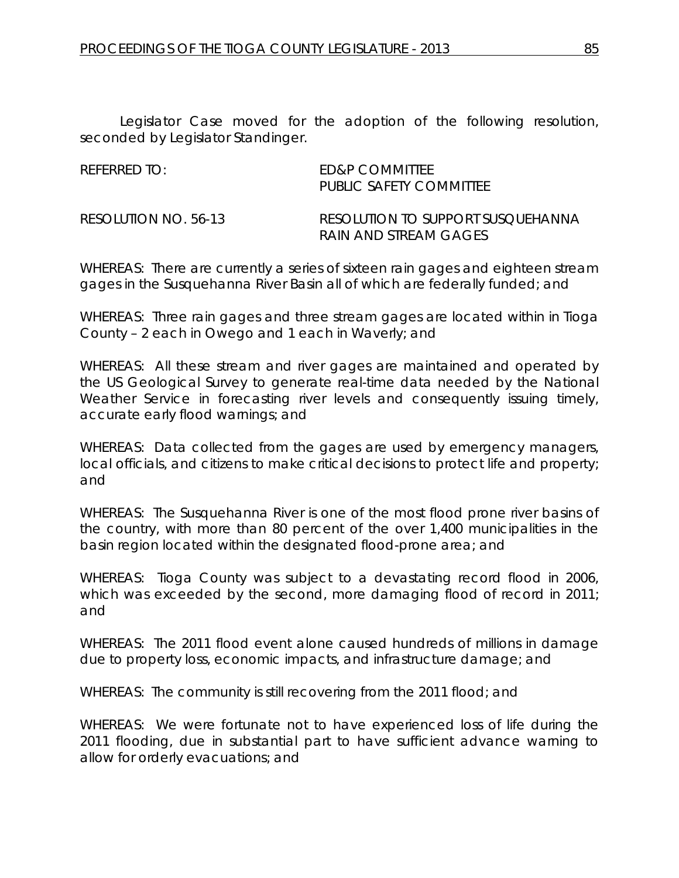Legislator Case moved for the adoption of the following resolution, seconded by Legislator Standinger.

REFERRED TO: ED&P COMMITTEE
PUBLIC SAFETY COMMITTEE

RESOLUTION NO. 56-13 RESOLUTION TO SUPPORT SUSQUEHANNA RAIN AND STREAM GAGES

WHEREAS: There are currently a series of sixteen rain gages and eighteen stream gages in the Susquehanna River Basin all of which are federally funded; and

WHEREAS: Three rain gages and three stream gages are located within in Tioga County – 2 each in Owego and 1 each in Waverly; and

WHEREAS: All these stream and river gages are maintained and operated by the US Geological Survey to generate real-time data needed by the National Weather Service in forecasting river levels and consequently issuing timely, accurate early flood warnings; and

WHEREAS: Data collected from the gages are used by emergency managers, local officials, and citizens to make critical decisions to protect life and property; and

WHEREAS: The Susquehanna River is one of the most flood prone river basins of the country, with more than 80 percent of the over 1,400 municipalities in the basin region located within the designated flood-prone area; and

WHEREAS: Tioga County was subject to a devastating record flood in 2006, which was exceeded by the second, more damaging flood of record in 2011; and

WHEREAS: The 2011 flood event alone caused hundreds of millions in damage due to property loss, economic impacts, and infrastructure damage; and

WHEREAS: The community is still recovering from the 2011 flood; and

WHEREAS: We were fortunate not to have experienced loss of life during the 2011 flooding, due in substantial part to have sufficient advance warning to allow for orderly evacuations; and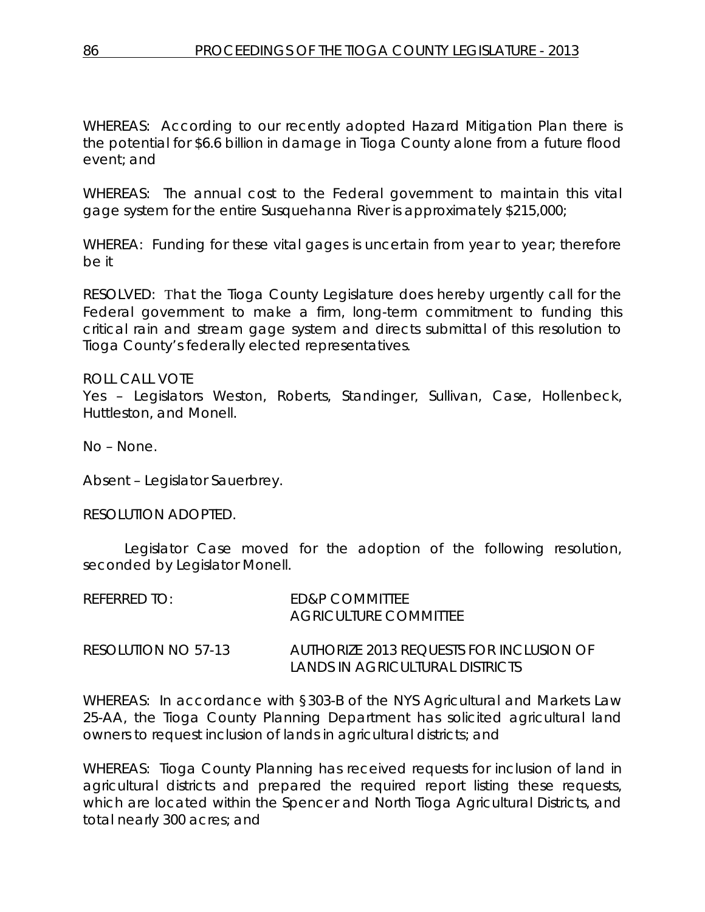WHEREAS: According to our recently adopted Hazard Mitigation Plan there is the potential for $6.6 billion in damage in Tioga County alone from a future flood event; and

WHEREAS: The annual cost to the Federal government to maintain this vital gage system for the entire Susquehanna River is approximately $215,000;

WHEREA: Funding for these vital gages is uncertain from year to year; therefore be it

RESOLVED: That the Tioga County Legislature does hereby urgently call for the Federal government to make a firm, long-term commitment to funding this critical rain and stream gage system and directs submittal of this resolution to Tioga County's federally elected representatives.

ROLL CALL VOTE
Yes – Legislators Weston, Roberts, Standinger, Sullivan, Case, Hollenbeck, Huttleston, and Monell.

No – None.

Absent – Legislator Sauerbrey.

RESOLUTION ADOPTED.

Legislator Case moved for the adoption of the following resolution, seconded by Legislator Monell.

REFERRED TO: ED&P COMMITTEE
AGRICULTURE COMMITTEE

RESOLUTION NO 57-13 AUTHORIZE 2013 REQUESTS FOR INCLUSION OF LANDS IN AGRICULTURAL DISTRICTS

WHEREAS: In accordance with §303-B of the NYS Agricultural and Markets Law 25-AA, the Tioga County Planning Department has solicited agricultural land owners to request inclusion of lands in agricultural districts; and

WHEREAS: Tioga County Planning has received requests for inclusion of land in agricultural districts and prepared the required report listing these requests, which are located within the Spencer and North Tioga Agricultural Districts, and total nearly 300 acres; and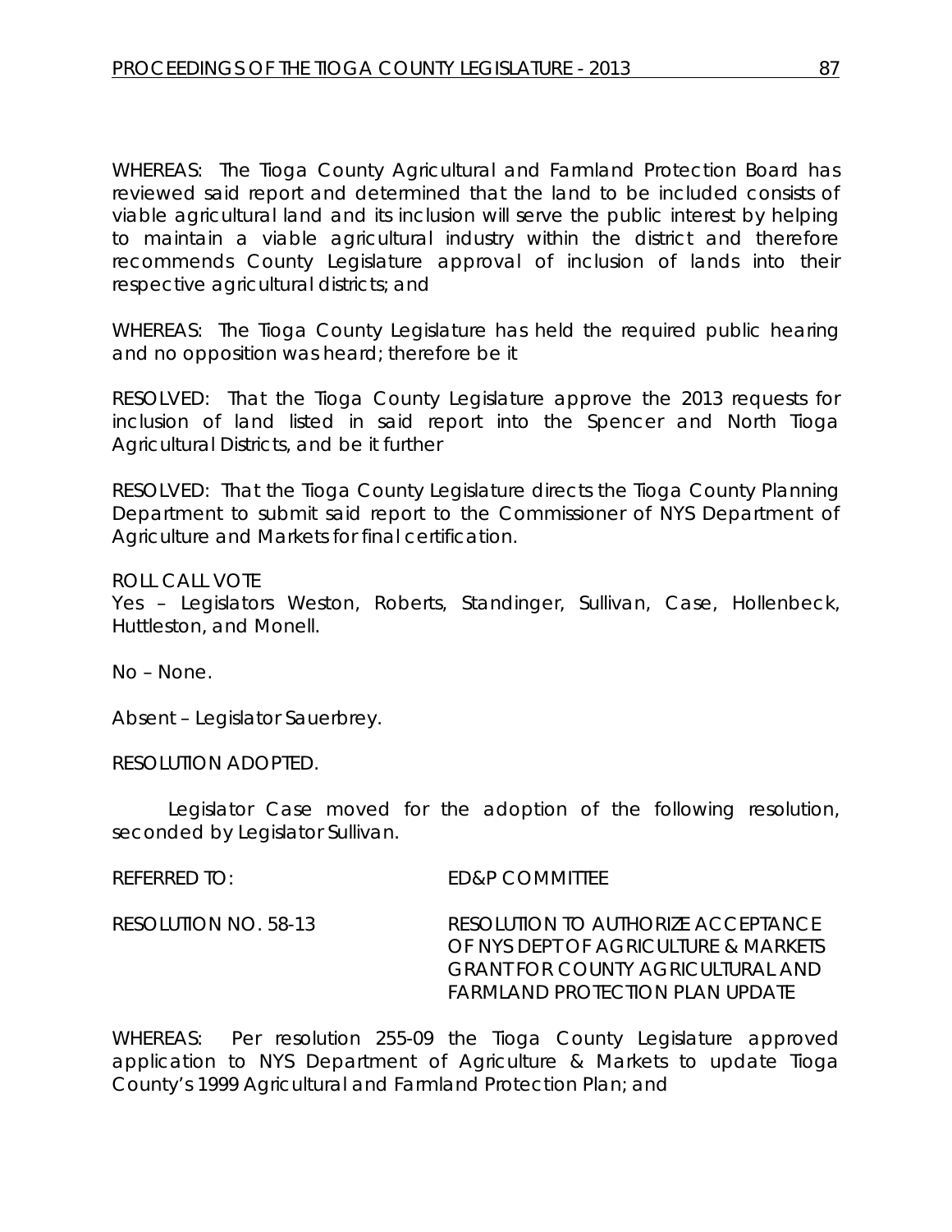WHEREAS: The Tioga County Agricultural and Farmland Protection Board has reviewed said report and determined that the land to be included consists of viable agricultural land and its inclusion will serve the public interest by helping to maintain a viable agricultural industry within the district and therefore recommends County Legislature approval of inclusion of lands into their respective agricultural districts; and

WHEREAS: The Tioga County Legislature has held the required public hearing and no opposition was heard; therefore be it

RESOLVED: That the Tioga County Legislature approve the 2013 requests for inclusion of land listed in said report into the Spencer and North Tioga Agricultural Districts, and be it further

RESOLVED: That the Tioga County Legislature directs the Tioga County Planning Department to submit said report to the Commissioner of NYS Department of Agriculture and Markets for final certification.

ROLL CALL VOTE
Yes – Legislators Weston, Roberts, Standinger, Sullivan, Case, Hollenbeck, Huttleston, and Monell.

No – None.

Absent – Legislator Sauerbrey.

RESOLUTION ADOPTED.

Legislator Case moved for the adoption of the following resolution, seconded by Legislator Sullivan.

REFERRED TO: ED&P COMMITTEE

RESOLUTION NO. 58-13 RESOLUTION TO AUTHORIZE ACCEPTANCE OF NYS DEPT OF AGRICULTURE & MARKETS GRANT FOR COUNTY AGRICULTURAL AND FARMLAND PROTECTION PLAN UPDATE

WHEREAS: Per resolution 255-09 the Tioga County Legislature approved application to NYS Department of Agriculture & Markets to update Tioga County's 1999 Agricultural and Farmland Protection Plan; and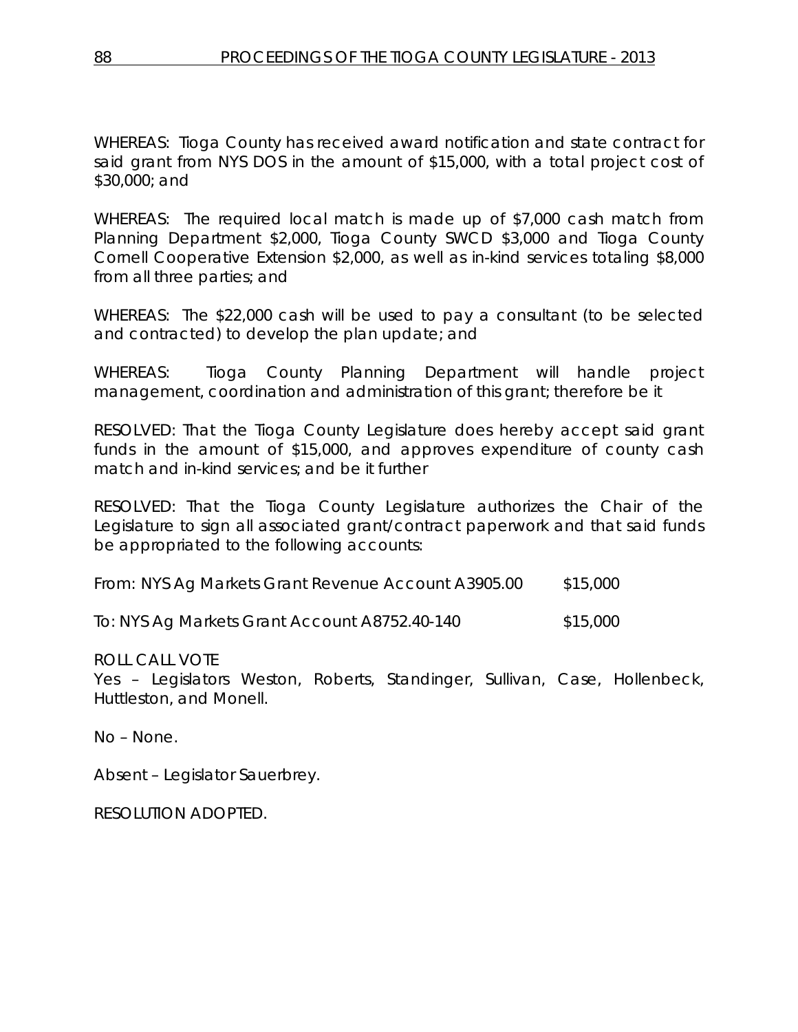WHEREAS: Tioga County has received award notification and state contract for said grant from NYS DOS in the amount of $15,000, with a total project cost of $30,000; and

WHEREAS: The required local match is made up of $7,000 cash match from Planning Department $2,000, Tioga County SWCD $3,000 and Tioga County Cornell Cooperative Extension $2,000, as well as in-kind services totaling $8,000 from all three parties; and

WHEREAS: The $22,000 cash will be used to pay a consultant (to be selected and contracted) to develop the plan update; and

WHEREAS: Tioga County Planning Department will handle project management, coordination and administration of this grant; therefore be it

RESOLVED: That the Tioga County Legislature does hereby accept said grant funds in the amount of $15,000, and approves expenditure of county cash match and in-kind services; and be it further

RESOLVED: That the Tioga County Legislature authorizes the Chair of the Legislature to sign all associated grant/contract paperwork and that said funds be appropriated to the following accounts:

From: NYS Ag Markets Grant Revenue Account A3905.00 $15,000

To: NYS Ag Markets Grant Account A8752.40-140 $15,000

ROLL CALL VOTE
Yes – Legislators Weston, Roberts, Standinger, Sullivan, Case, Hollenbeck, Huttleston, and Monell.

No – None.

Absent – Legislator Sauerbrey.

RESOLUTION ADOPTED.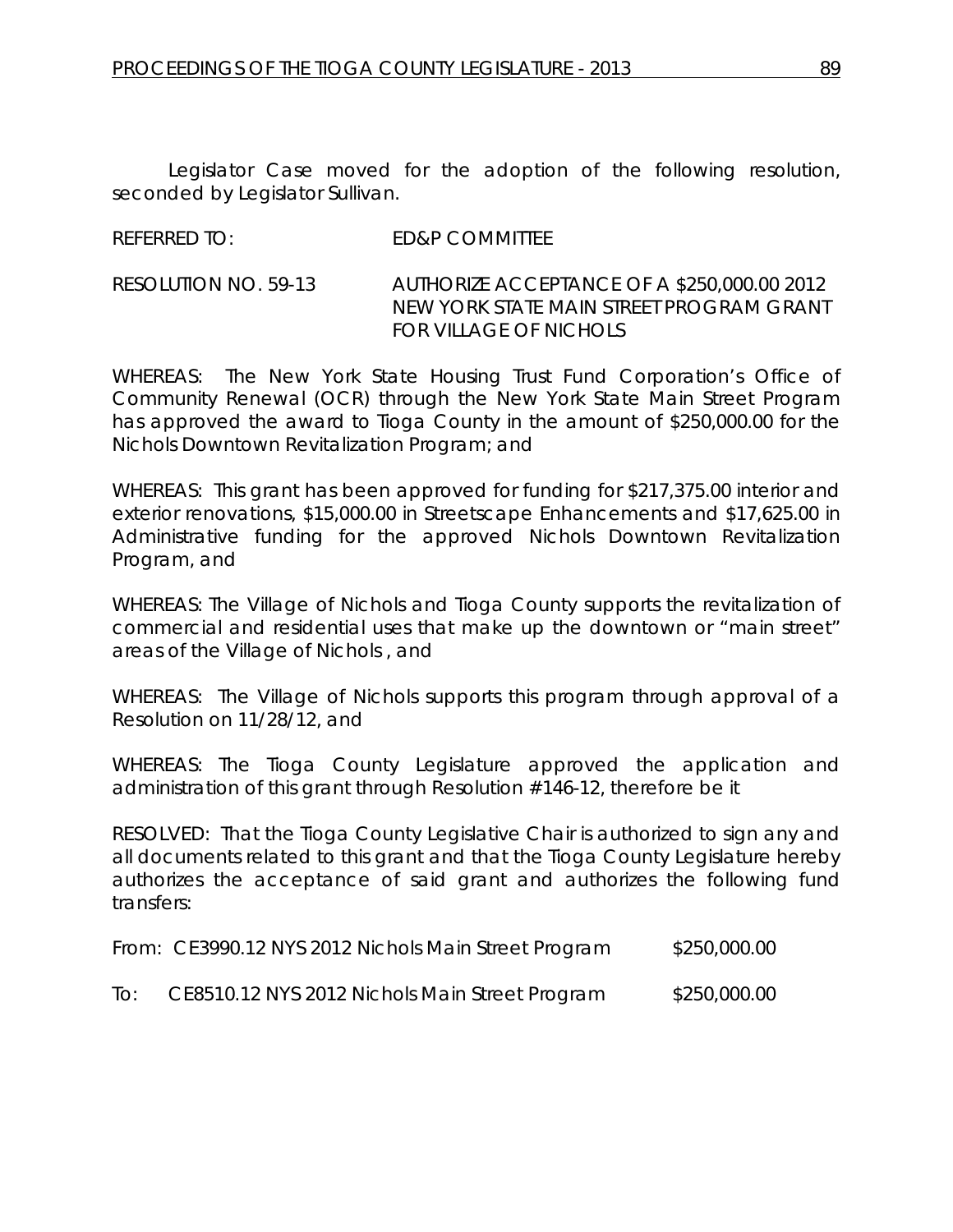Legislator Case moved for the adoption of the following resolution, seconded by Legislator Sullivan.

REFERRED TO: ED&P COMMITTEE

RESOLUTION NO. 59-13 AUTHORIZE ACCEPTANCE OF A $250,000.00 2012 NEW YORK STATE MAIN STREET PROGRAM GRANT FOR VILLAGE OF NICHOLS

WHEREAS: The New York State Housing Trust Fund Corporation's Office of Community Renewal (OCR) through the New York State Main Street Program has approved the award to Tioga County in the amount of $250,000.00 for the Nichols Downtown Revitalization Program; and

WHEREAS: This grant has been approved for funding for $217,375.00 interior and exterior renovations, $15,000.00 in Streetscape Enhancements and $17,625.00 in Administrative funding for the approved Nichols Downtown Revitalization Program, and

WHEREAS: The Village of Nichols and Tioga County supports the revitalization of commercial and residential uses that make up the downtown or "main street" areas of the Village of Nichols , and

WHEREAS: The Village of Nichols supports this program through approval of a Resolution on 11/28/12, and

WHEREAS: The Tioga County Legislature approved the application and administration of this grant through Resolution #146-12, therefore be it

RESOLVED: That the Tioga County Legislative Chair is authorized to sign any and all documents related to this grant and that the Tioga County Legislature hereby authorizes the acceptance of said grant and authorizes the following fund transfers:

From: CE3990.12 NYS 2012 Nichols Main Street Program $250,000.00

To: CE8510.12 NYS 2012 Nichols Main Street Program $250,000.00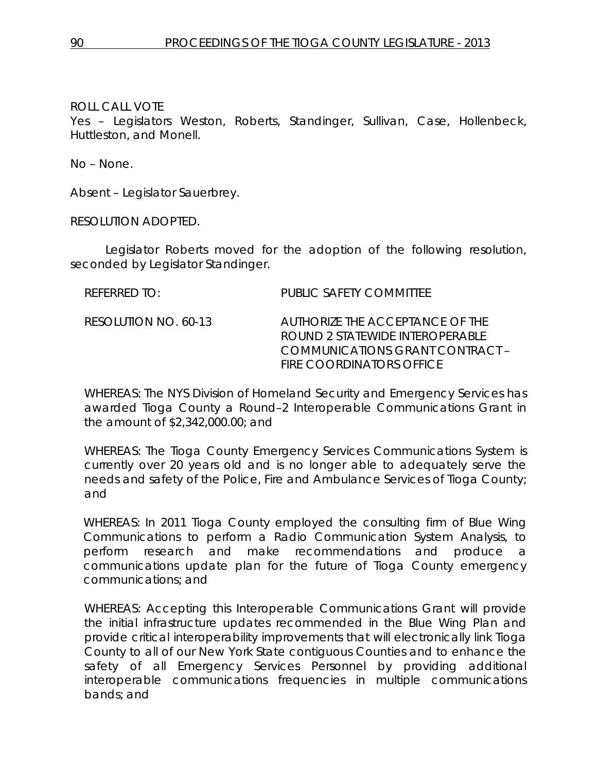ROLL CALL VOTE
Yes – Legislators Weston, Roberts, Standinger, Sullivan, Case, Hollenbeck, Huttleston, and Monell.

No – None.

Absent – Legislator Sauerbrey.

RESOLUTION ADOPTED.

Legislator Roberts moved for the adoption of the following resolution, seconded by Legislator Standinger.

REFERRED TO: PUBLIC SAFETY COMMITTEE

RESOLUTION NO. 60-13 AUTHORIZE THE ACCEPTANCE OF THE ROUND 2 STATEWIDE INTEROPERABLE COMMUNICATIONS GRANT CONTRACT – FIRE COORDINATORS OFFICE

WHEREAS: The NYS Division of Homeland Security and Emergency Services has awarded Tioga County a Round–2 Interoperable Communications Grant in the amount of $2,342,000.00; and

WHEREAS: The Tioga County Emergency Services Communications System is currently over 20 years old and is no longer able to adequately serve the needs and safety of the Police, Fire and Ambulance Services of Tioga County; and

WHEREAS: In 2011 Tioga County employed the consulting firm of Blue Wing Communications to perform a Radio Communication System Analysis, to perform research and make recommendations and produce a communications update plan for the future of Tioga County emergency communications; and

WHEREAS: Accepting this Interoperable Communications Grant will provide the initial infrastructure updates recommended in the Blue Wing Plan and provide critical interoperability improvements that will electronically link Tioga County to all of our New York State contiguous Counties and to enhance the safety of all Emergency Services Personnel by providing additional interoperable communications frequencies in multiple communications bands; and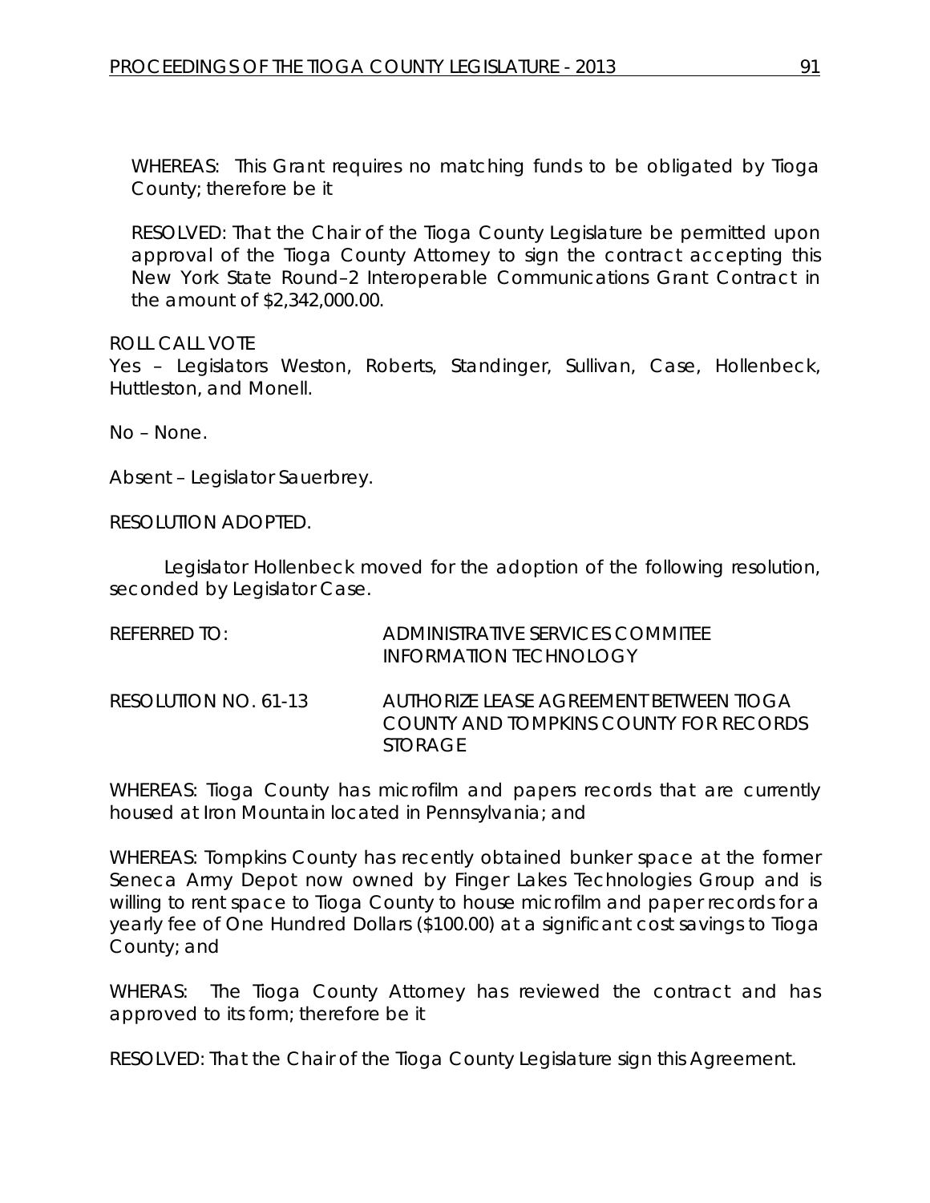WHEREAS: This Grant requires no matching funds to be obligated by Tioga County; therefore be it

RESOLVED: That the Chair of the Tioga County Legislature be permitted upon approval of the Tioga County Attorney to sign the contract accepting this New York State Round–2 Interoperable Communications Grant Contract in the amount of $2,342,000.00.

ROLL CALL VOTE
Yes – Legislators Weston, Roberts, Standinger, Sullivan, Case, Hollenbeck, Huttleston, and Monell.

No – None.

Absent – Legislator Sauerbrey.

RESOLUTION ADOPTED.

Legislator Hollenbeck moved for the adoption of the following resolution, seconded by Legislator Case.

REFERRED TO: ADMINISTRATIVE SERVICES COMMITEE
INFORMATION TECHNOLOGY

RESOLUTION NO. 61-13 AUTHORIZE LEASE AGREEMENT BETWEEN TIOGA COUNTY AND TOMPKINS COUNTY FOR RECORDS STORAGE

WHEREAS: Tioga County has microfilm and papers records that are currently housed at Iron Mountain located in Pennsylvania; and

WHEREAS: Tompkins County has recently obtained bunker space at the former Seneca Army Depot now owned by Finger Lakes Technologies Group and is willing to rent space to Tioga County to house microfilm and paper records for a yearly fee of One Hundred Dollars ($100.00) at a significant cost savings to Tioga County; and

WHERAS: The Tioga County Attorney has reviewed the contract and has approved to its form; therefore be it

RESOLVED: That the Chair of the Tioga County Legislature sign this Agreement.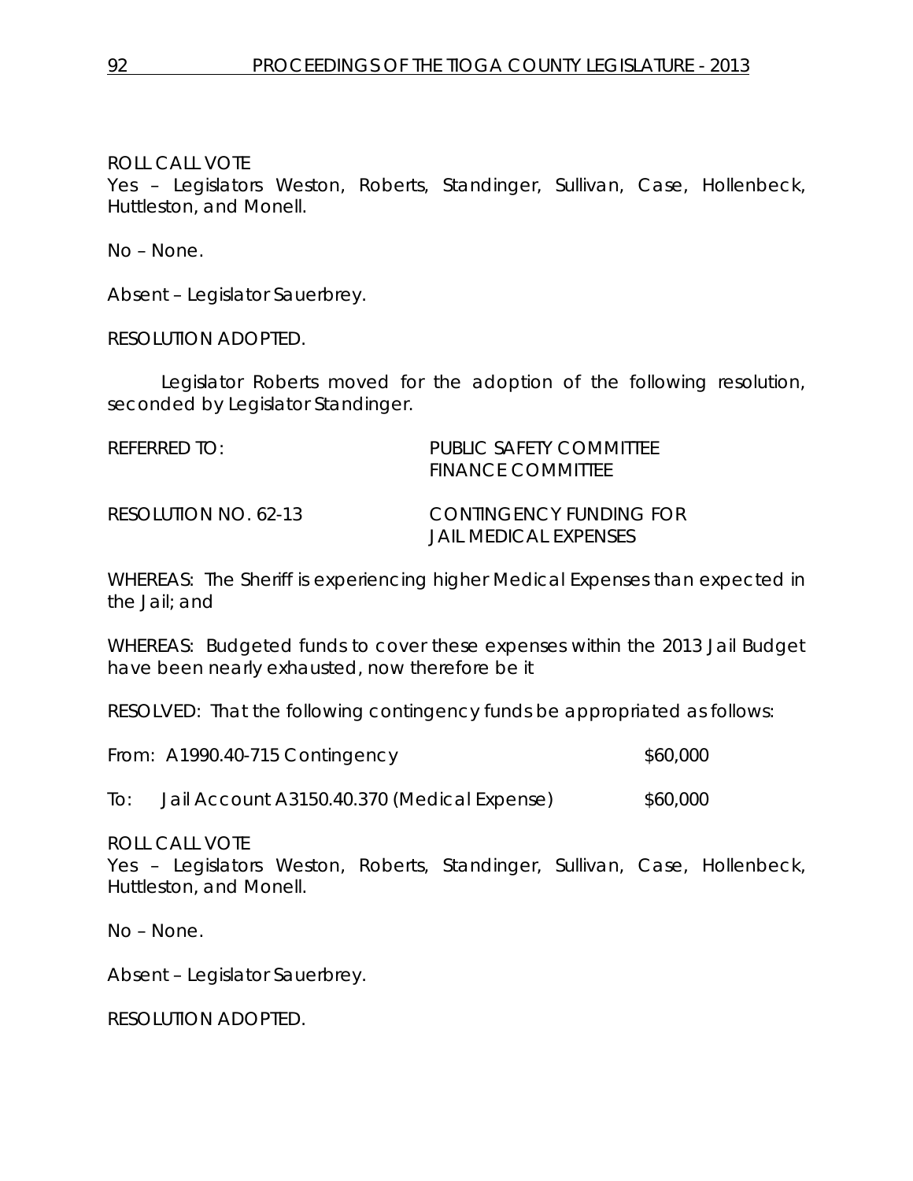ROLL CALL VOTE
Yes – Legislators Weston, Roberts, Standinger, Sullivan, Case, Hollenbeck, Huttleston, and Monell.

No – None.

Absent – Legislator Sauerbrey.

RESOLUTION ADOPTED.

Legislator Roberts moved for the adoption of the following resolution, seconded by Legislator Standinger.

REFERRED TO: PUBLIC SAFETY COMMITTEE
FINANCE COMMITTEE

RESOLUTION NO. 62-13 CONTINGENCY FUNDING FOR JAIL MEDICAL EXPENSES

WHEREAS: The Sheriff is experiencing higher Medical Expenses than expected in the Jail; and

WHEREAS: Budgeted funds to cover these expenses within the 2013 Jail Budget have been nearly exhausted, now therefore be it

RESOLVED: That the following contingency funds be appropriated as follows:

From: A1990.40-715 Contingency $60,000

To: Jail Account A3150.40.370 (Medical Expense) $60,000

ROLL CALL VOTE
Yes – Legislators Weston, Roberts, Standinger, Sullivan, Case, Hollenbeck, Huttleston, and Monell.

No – None.

Absent – Legislator Sauerbrey.

RESOLUTION ADOPTED.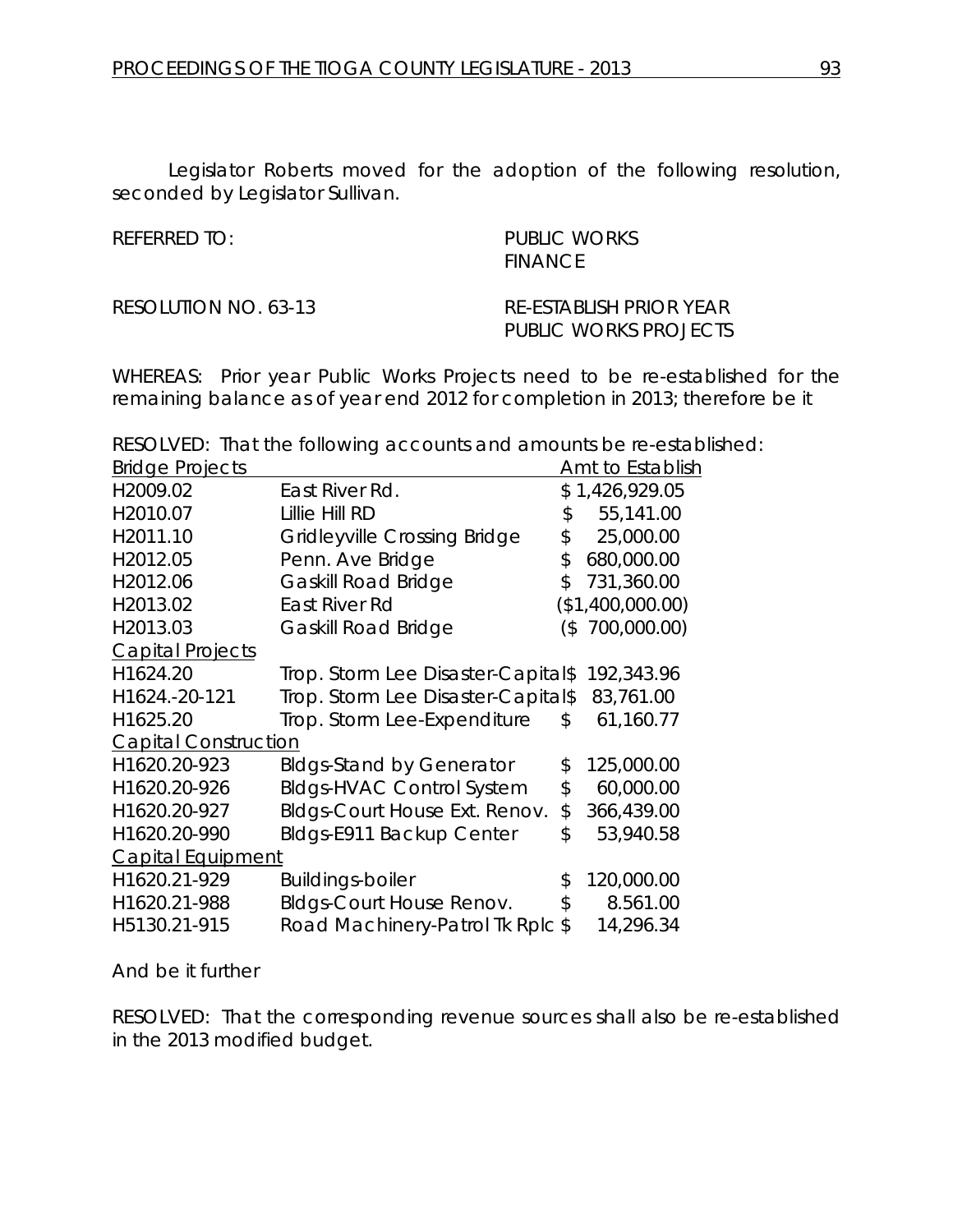Legislator Roberts moved for the adoption of the following resolution, seconded by Legislator Sullivan.

REFERRED TO: PUBLIC WORKS
FINANCE

RESOLUTION NO. 63-13 RE-ESTABLISH PRIOR YEAR PUBLIC WORKS PROJECTS

WHEREAS: Prior year Public Works Projects need to be re-established for the remaining balance as of year end 2012 for completion in 2013; therefore be it

RESOLVED: That the following accounts and amounts be re-established:

| Bridge Projects | | Amt to Establish |
|---|---|---|
| H2009.02 | East River Rd. | $ 1,426,929.05 |
| H2010.07 | Lillie Hill RD | $ 55,141.00 |
| H2011.10 | Gridleyville Crossing Bridge | $ 25,000.00 |
| H2012.05 | Penn. Ave Bridge | $ 680,000.00 |
| H2012.06 | Gaskill Road Bridge | $ 731,360.00 |
| H2013.02 | East River Rd | ($1,400,000.00) |
| H2013.03 | Gaskill Road Bridge | ($ 700,000.00) |
| Capital Projects | | |
| H1624.20 | Trop. Storm Lee Disaster-Capital | $ 192,343.96 |
| H1624.-20-121 | Trop. Storm Lee Disaster-Capital | $ 83,761.00 |
| H1625.20 | Trop. Storm Lee-Expenditure | $ 61,160.77 |
| Capital Construction | | |
| H1620.20-923 | Bldgs-Stand by Generator | $ 125,000.00 |
| H1620.20-926 | Bldgs-HVAC Control System | $ 60,000.00 |
| H1620.20-927 | Bldgs-Court House Ext. Renov. | $ 366,439.00 |
| H1620.20-990 | Bldgs-E911 Backup Center | $ 53,940.58 |
| Capital Equipment | | |
| H1620.21-929 | Buildings-boiler | $ 120,000.00 |
| H1620.21-988 | Bldgs-Court House Renov. | $ 8.561.00 |
| H5130.21-915 | Road Machinery-Patrol Tk Rplc | $ 14,296.34 |

And be it further

RESOLVED: That the corresponding revenue sources shall also be re-established in the 2013 modified budget.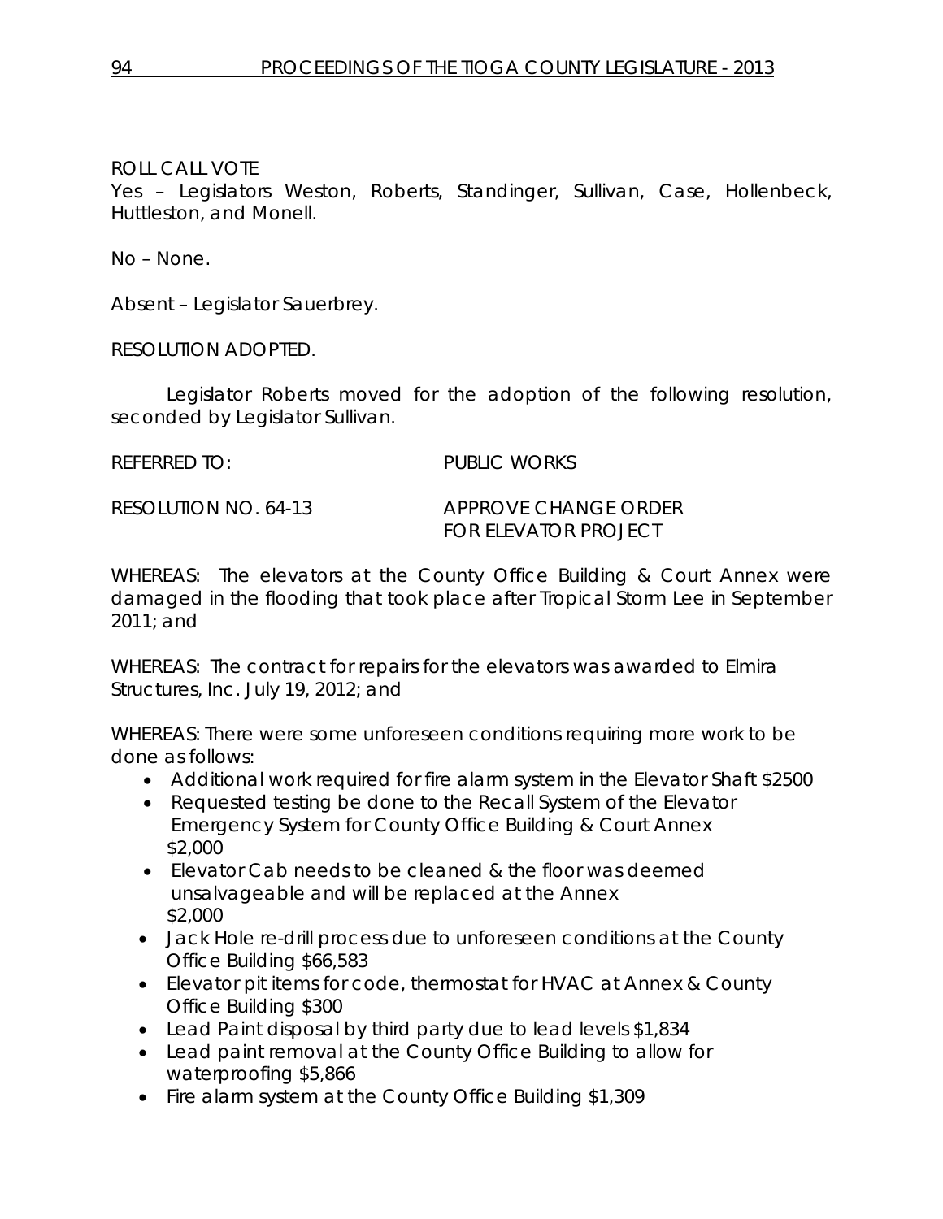ROLL CALL VOTE
Yes – Legislators Weston, Roberts, Standinger, Sullivan, Case, Hollenbeck, Huttleston, and Monell.

No – None.

Absent – Legislator Sauerbrey.

RESOLUTION ADOPTED.

Legislator Roberts moved for the adoption of the following resolution, seconded by Legislator Sullivan.

REFERRED TO: PUBLIC WORKS

RESOLUTION NO. 64-13 APPROVE CHANGE ORDER FOR ELEVATOR PROJECT

WHEREAS: The elevators at the County Office Building & Court Annex were damaged in the flooding that took place after Tropical Storm Lee in September 2011; and

WHEREAS: The contract for repairs for the elevators was awarded to Elmira Structures, Inc. July 19, 2012; and

WHEREAS: There were some unforeseen conditions requiring more work to be done as follows:

- Additional work required for fire alarm system in the Elevator Shaft $2500
- Requested testing be done to the Recall System of the Elevator Emergency System for County Office Building & Court Annex $2,000
- Elevator Cab needs to be cleaned & the floor was deemed unsalvageable and will be replaced at the Annex $2,000
- Jack Hole re-drill process due to unforeseen conditions at the County Office Building $66,583
- Elevator pit items for code, thermostat for HVAC at Annex & County Office Building $300
- Lead Paint disposal by third party due to lead levels $1,834
- Lead paint removal at the County Office Building to allow for waterproofing $5,866
- Fire alarm system at the County Office Building $1,309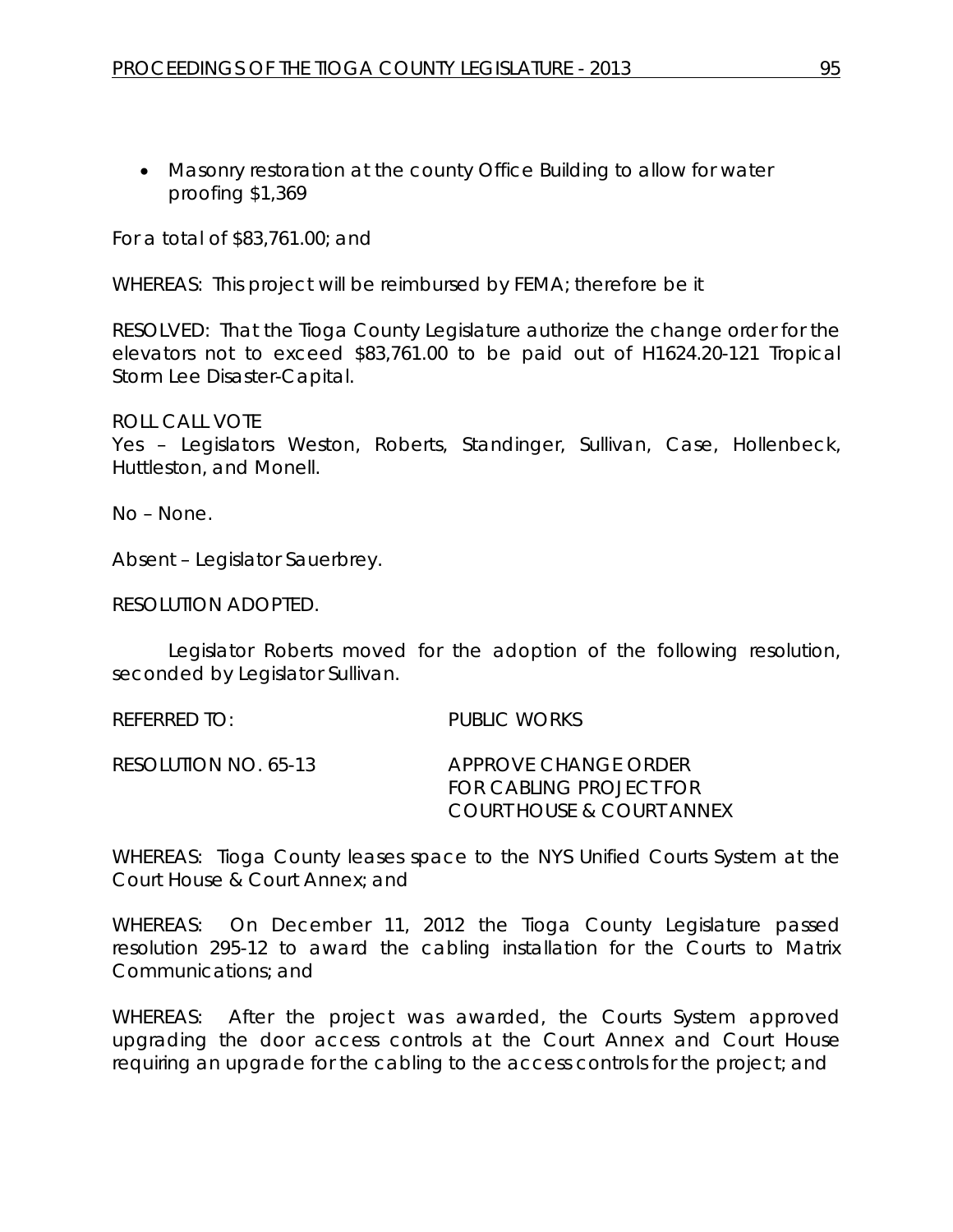- Masonry restoration at the county Office Building to allow for water proofing $1,369

For a total of $83,761.00; and

WHEREAS: This project will be reimbursed by FEMA; therefore be it

RESOLVED: That the Tioga County Legislature authorize the change order for the elevators not to exceed $83,761.00 to be paid out of H1624.20-121 Tropical Storm Lee Disaster-Capital.

ROLL CALL VOTE
Yes – Legislators Weston, Roberts, Standinger, Sullivan, Case, Hollenbeck, Huttleston, and Monell.

No – None.

Absent – Legislator Sauerbrey.

RESOLUTION ADOPTED.

Legislator Roberts moved for the adoption of the following resolution, seconded by Legislator Sullivan.

REFERRED TO: PUBLIC WORKS

RESOLUTION NO. 65-13 APPROVE CHANGE ORDER FOR CABLING PROJECT FOR COURTHOUSE & COURT ANNEX

WHEREAS: Tioga County leases space to the NYS Unified Courts System at the Court House & Court Annex; and

WHEREAS: On December 11, 2012 the Tioga County Legislature passed resolution 295-12 to award the cabling installation for the Courts to Matrix Communications; and

WHEREAS: After the project was awarded, the Courts System approved upgrading the door access controls at the Court Annex and Court House requiring an upgrade for the cabling to the access controls for the project; and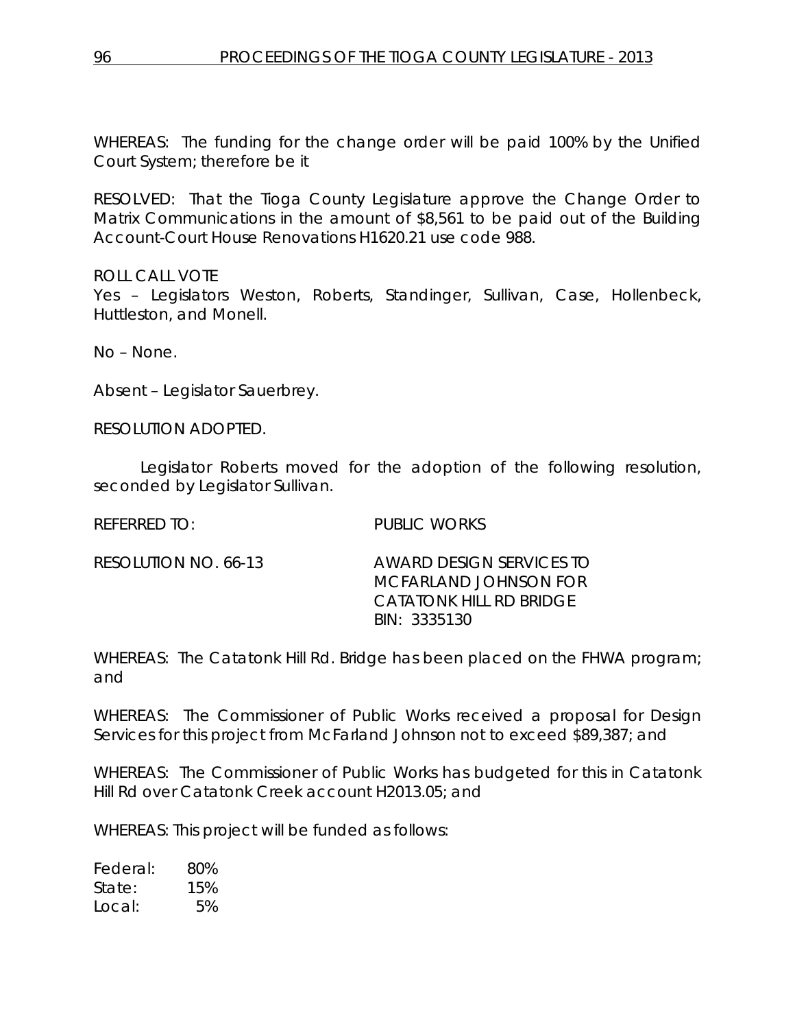WHEREAS: The funding for the change order will be paid 100% by the Unified Court System; therefore be it

RESOLVED: That the Tioga County Legislature approve the Change Order to Matrix Communications in the amount of $8,561 to be paid out of the Building Account-Court House Renovations H1620.21 use code 988.

ROLL CALL VOTE
Yes – Legislators Weston, Roberts, Standinger, Sullivan, Case, Hollenbeck, Huttleston, and Monell.

No – None.

Absent – Legislator Sauerbrey.

RESOLUTION ADOPTED.

Legislator Roberts moved for the adoption of the following resolution, seconded by Legislator Sullivan.

REFERRED TO: PUBLIC WORKS

RESOLUTION NO. 66-13 AWARD DESIGN SERVICES TO MCFARLAND JOHNSON FOR CATATONK HILL RD BRIDGE BIN: 3335130

WHEREAS: The Catatonk Hill Rd. Bridge has been placed on the FHWA program; and

WHEREAS: The Commissioner of Public Works received a proposal for Design Services for this project from McFarland Johnson not to exceed $89,387; and

WHEREAS: The Commissioner of Public Works has budgeted for this in Catatonk Hill Rd over Catatonk Creek account H2013.05; and

WHEREAS: This project will be funded as follows:

| | |
|---|---|
| Federal: | 80% |
| State: | 15% |
| Local: | 5% |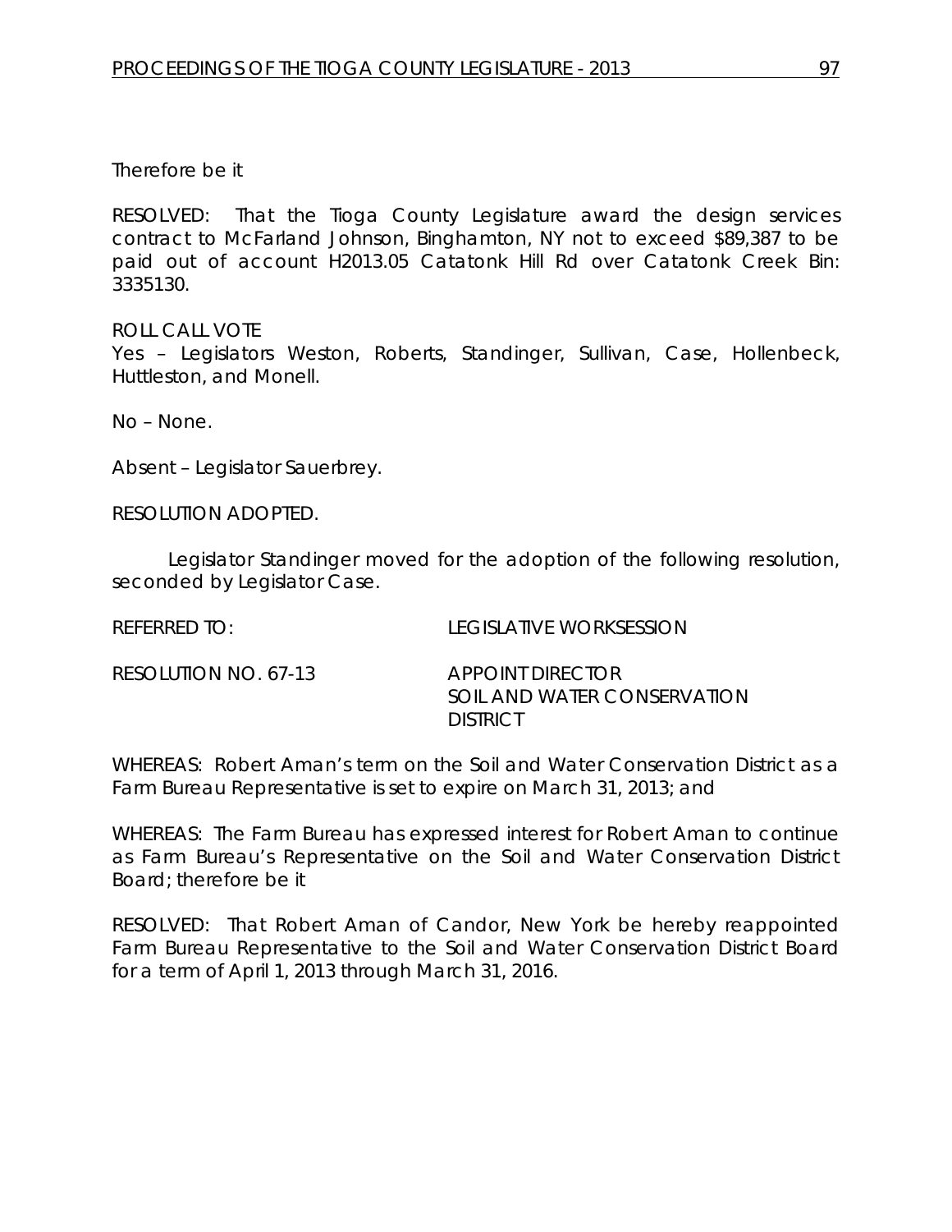Therefore be it

RESOLVED: That the Tioga County Legislature award the design services contract to McFarland Johnson, Binghamton, NY not to exceed $89,387 to be paid out of account H2013.05 Catatonk Hill Rd over Catatonk Creek Bin: 3335130.

ROLL CALL VOTE
Yes – Legislators Weston, Roberts, Standinger, Sullivan, Case, Hollenbeck, Huttleston, and Monell.

No – None.

Absent – Legislator Sauerbrey.

RESOLUTION ADOPTED.

Legislator Standinger moved for the adoption of the following resolution, seconded by Legislator Case.

REFERRED TO: LEGISLATIVE WORKSESSION

RESOLUTION NO. 67-13 APPOINT DIRECTOR SOIL AND WATER CONSERVATION DISTRICT

WHEREAS: Robert Aman's term on the Soil and Water Conservation District as a Farm Bureau Representative is set to expire on March 31, 2013; and

WHEREAS: The Farm Bureau has expressed interest for Robert Aman to continue as Farm Bureau's Representative on the Soil and Water Conservation District Board; therefore be it

RESOLVED: That Robert Aman of Candor, New York be hereby reappointed Farm Bureau Representative to the Soil and Water Conservation District Board for a term of April 1, 2013 through March 31, 2016.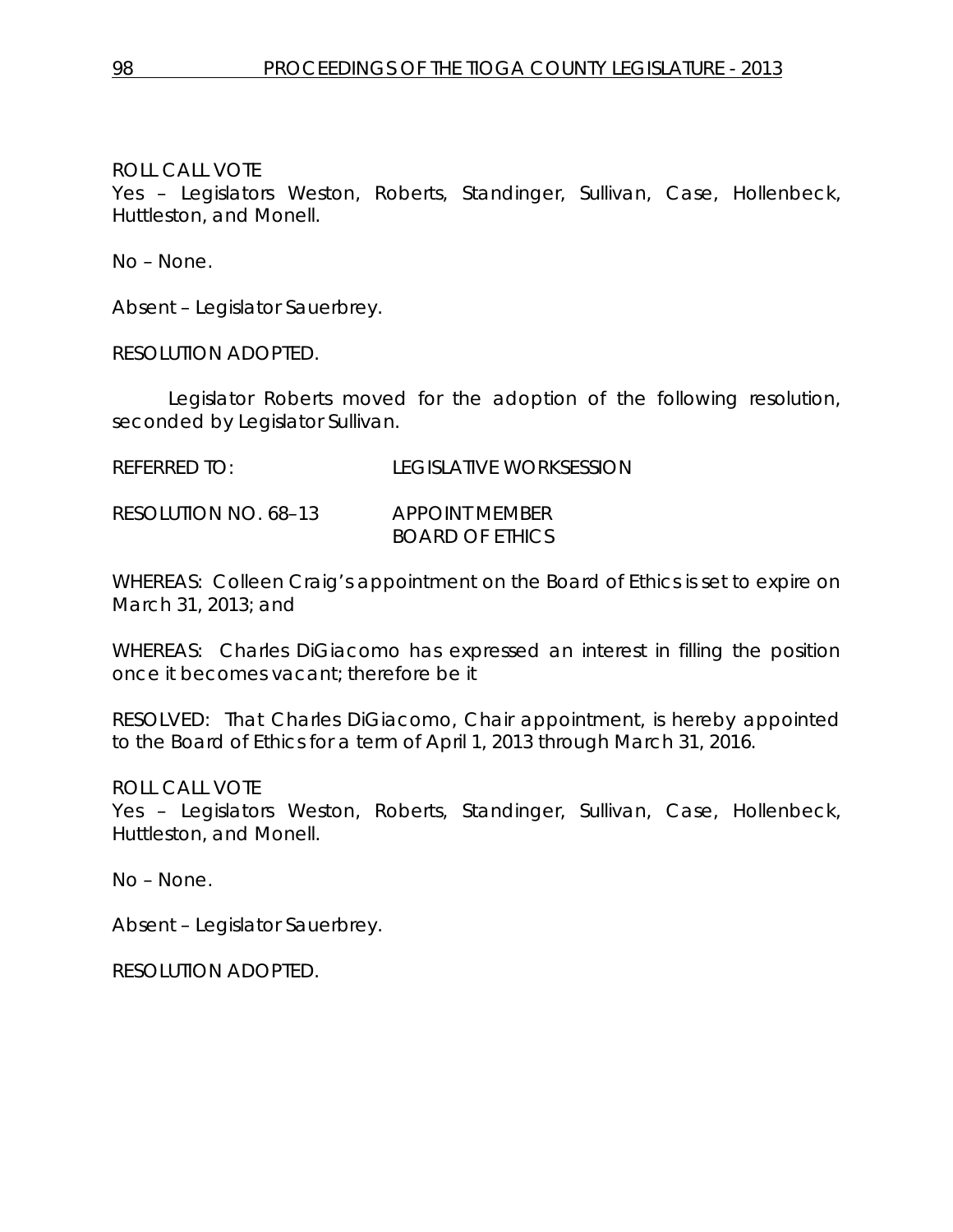ROLL CALL VOTE
Yes – Legislators Weston, Roberts, Standinger, Sullivan, Case, Hollenbeck, Huttleston, and Monell.

No – None.

Absent – Legislator Sauerbrey.

RESOLUTION ADOPTED.

Legislator Roberts moved for the adoption of the following resolution, seconded by Legislator Sullivan.

REFERRED TO: LEGISLATIVE WORKSESSION

RESOLUTION NO. 68–13 APPOINT MEMBER BOARD OF ETHICS

WHEREAS: Colleen Craig's appointment on the Board of Ethics is set to expire on March 31, 2013; and

WHEREAS: Charles DiGiacomo has expressed an interest in filling the position once it becomes vacant; therefore be it

RESOLVED: That Charles DiGiacomo, Chair appointment, is hereby appointed to the Board of Ethics for a term of April 1, 2013 through March 31, 2016.

ROLL CALL VOTE
Yes – Legislators Weston, Roberts, Standinger, Sullivan, Case, Hollenbeck, Huttleston, and Monell.

No – None.

Absent – Legislator Sauerbrey.

RESOLUTION ADOPTED.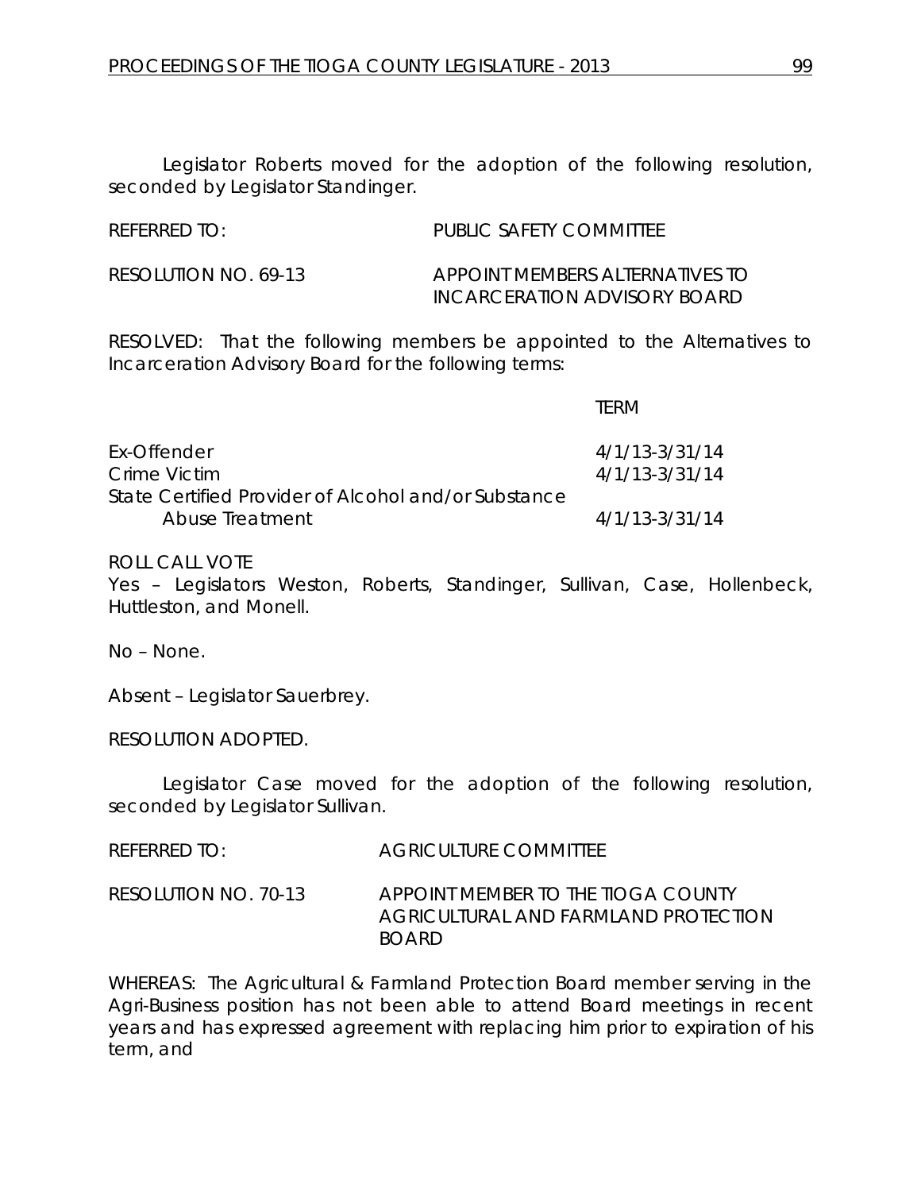Legislator Roberts moved for the adoption of the following resolution, seconded by Legislator Standinger.

REFERRED TO: PUBLIC SAFETY COMMITTEE

RESOLUTION NO. 69-13 APPOINT MEMBERS ALTERNATIVES TO INCARCERATION ADVISORY BOARD

RESOLVED: That the following members be appointed to the Alternatives to Incarceration Advisory Board for the following terms:

| | TERM |
|---|---|
| Ex-Offender | 4/1/13-3/31/14 |
| Crime Victim | 4/1/13-3/31/14 |
| State Certified Provider of Alcohol and/or Substance Abuse Treatment | 4/1/13-3/31/14 |

ROLL CALL VOTE
Yes – Legislators Weston, Roberts, Standinger, Sullivan, Case, Hollenbeck, Huttleston, and Monell.

No – None.

Absent – Legislator Sauerbrey.

RESOLUTION ADOPTED.

Legislator Case moved for the adoption of the following resolution, seconded by Legislator Sullivan.

REFERRED TO: AGRICULTURE COMMITTEE

RESOLUTION NO. 70-13 APPOINT MEMBER TO THE TIOGA COUNTY AGRICULTURAL AND FARMLAND PROTECTION BOARD

WHEREAS: The Agricultural & Farmland Protection Board member serving in the Agri-Business position has not been able to attend Board meetings in recent years and has expressed agreement with replacing him prior to expiration of his term, and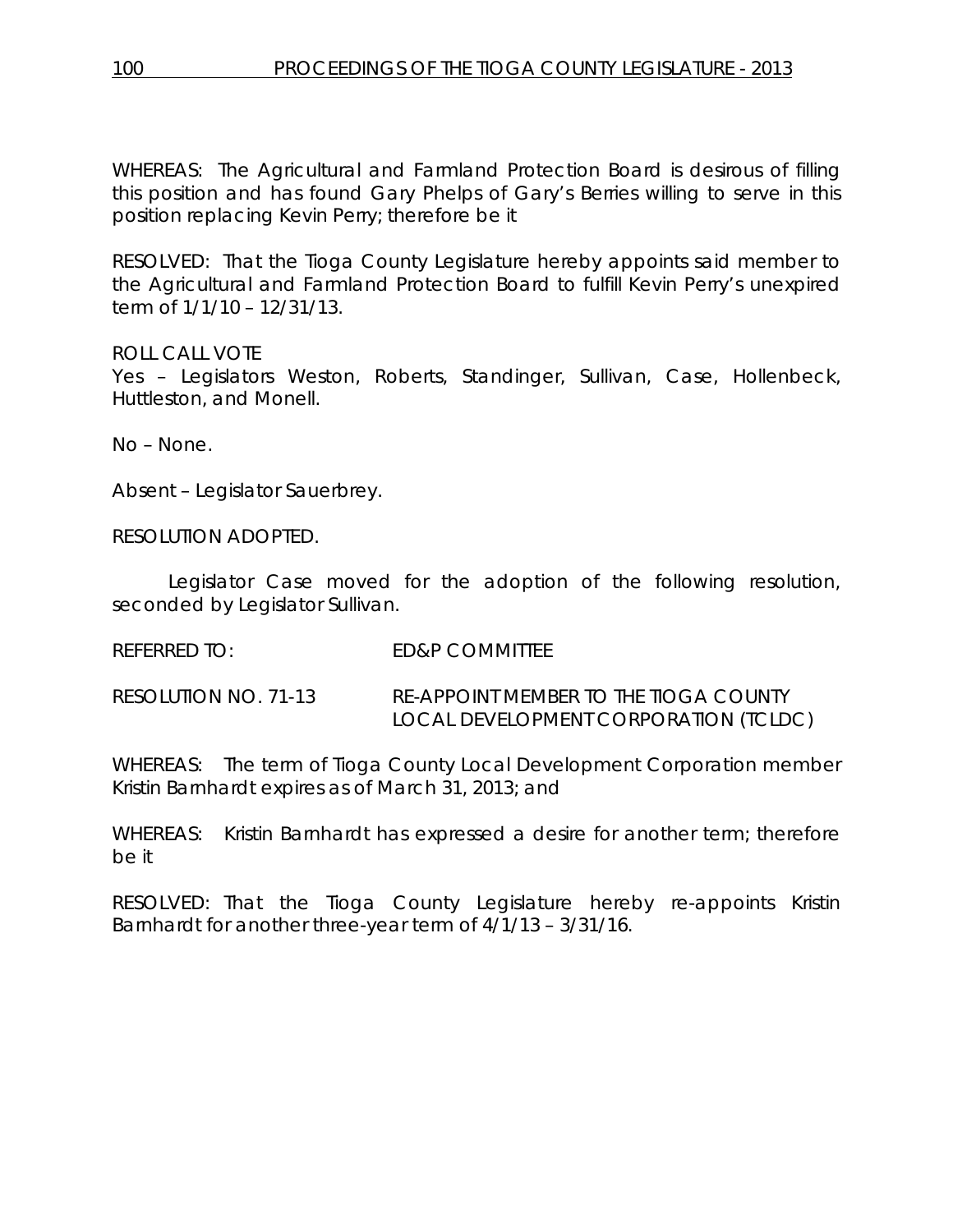WHEREAS: The Agricultural and Farmland Protection Board is desirous of filling this position and has found Gary Phelps of Gary's Berries willing to serve in this position replacing Kevin Perry; therefore be it

RESOLVED: That the Tioga County Legislature hereby appoints said member to the Agricultural and Farmland Protection Board to fulfill Kevin Perry's unexpired term of 1/1/10 – 12/31/13.

ROLL CALL VOTE
Yes – Legislators Weston, Roberts, Standinger, Sullivan, Case, Hollenbeck, Huttleston, and Monell.

No – None.

Absent – Legislator Sauerbrey.

RESOLUTION ADOPTED.

Legislator Case moved for the adoption of the following resolution, seconded by Legislator Sullivan.

REFERRED TO: ED&P COMMITTEE

RESOLUTION NO. 71-13 RE-APPOINT MEMBER TO THE TIOGA COUNTY LOCAL DEVELOPMENT CORPORATION (TCLDC)

WHEREAS: The term of Tioga County Local Development Corporation member Kristin Barnhardt expires as of March 31, 2013; and

WHEREAS: Kristin Barnhardt has expressed a desire for another term; therefore be it

RESOLVED: That the Tioga County Legislature hereby re-appoints Kristin Barnhardt for another three-year term of 4/1/13 – 3/31/16.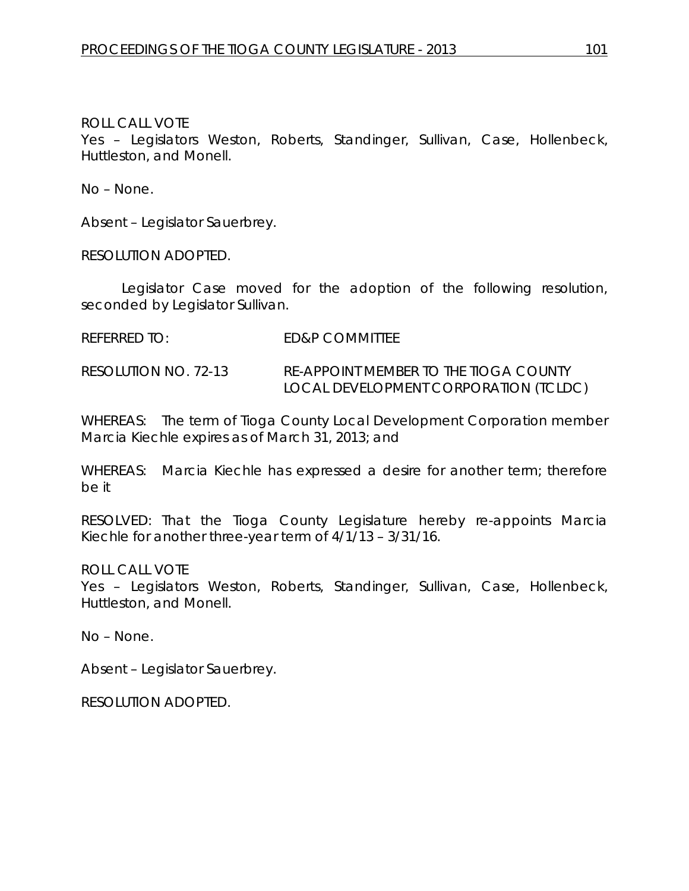ROLL CALL VOTE
Yes – Legislators Weston, Roberts, Standinger, Sullivan, Case, Hollenbeck, Huttleston, and Monell.

No – None.

Absent – Legislator Sauerbrey.

RESOLUTION ADOPTED.

Legislator Case moved for the adoption of the following resolution, seconded by Legislator Sullivan.

REFERRED TO: ED&P COMMITTEE

RESOLUTION NO. 72-13 RE-APPOINT MEMBER TO THE TIOGA COUNTY LOCAL DEVELOPMENT CORPORATION (TCLDC)

WHEREAS: The term of Tioga County Local Development Corporation member Marcia Kiechle expires as of March 31, 2013; and

WHEREAS: Marcia Kiechle has expressed a desire for another term; therefore be it

RESOLVED: That the Tioga County Legislature hereby re-appoints Marcia Kiechle for another three-year term of 4/1/13 – 3/31/16.

ROLL CALL VOTE
Yes – Legislators Weston, Roberts, Standinger, Sullivan, Case, Hollenbeck, Huttleston, and Monell.

No – None.

Absent – Legislator Sauerbrey.

RESOLUTION ADOPTED.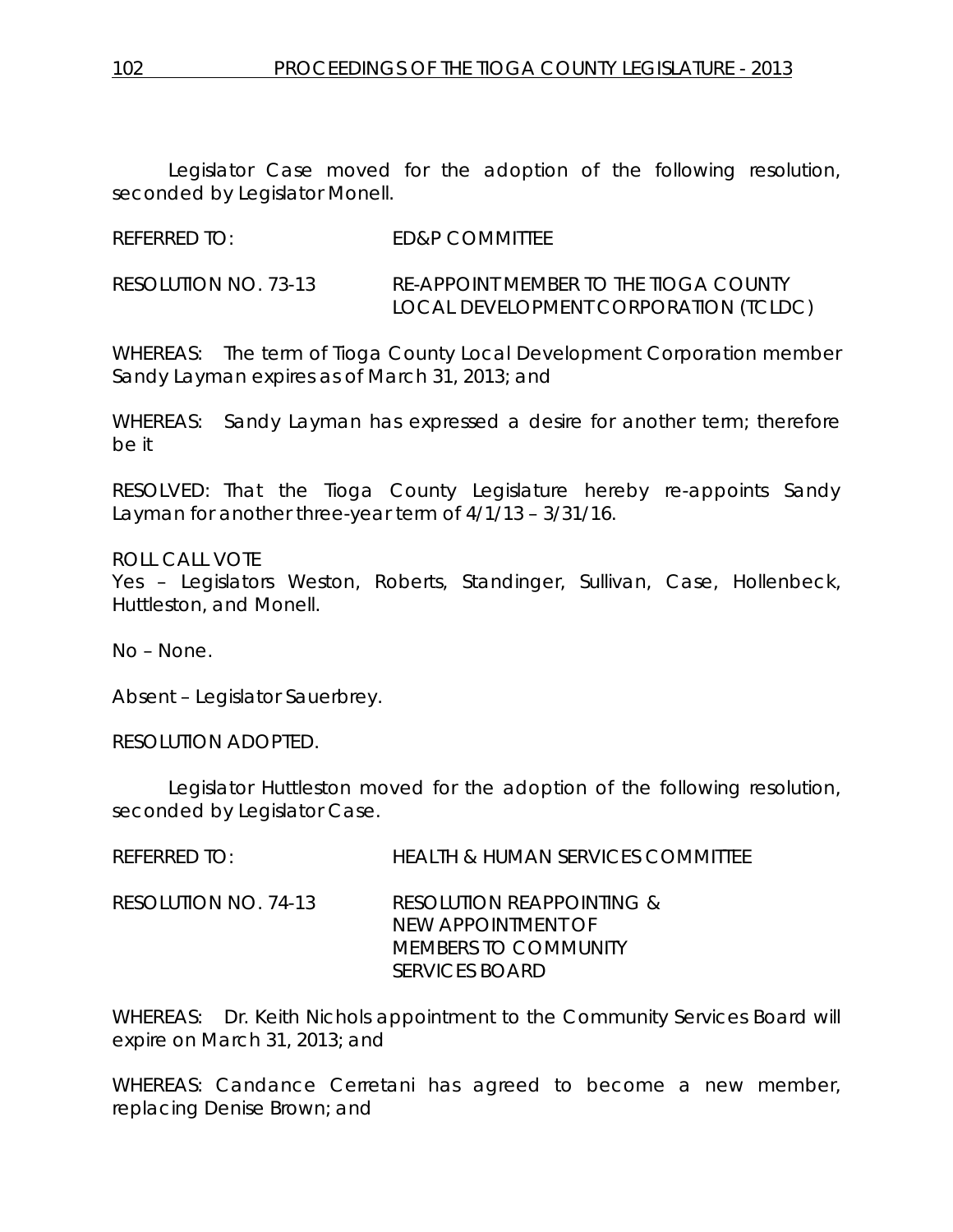Legislator Case moved for the adoption of the following resolution, seconded by Legislator Monell.

REFERRED TO: ED&P COMMITTEE

RESOLUTION NO. 73-13 RE-APPOINT MEMBER TO THE TIOGA COUNTY LOCAL DEVELOPMENT CORPORATION (TCLDC)

WHEREAS: The term of Tioga County Local Development Corporation member Sandy Layman expires as of March 31, 2013; and

WHEREAS: Sandy Layman has expressed a desire for another term; therefore be it

RESOLVED: That the Tioga County Legislature hereby re-appoints Sandy Layman for another three-year term of 4/1/13 – 3/31/16.

ROLL CALL VOTE
Yes – Legislators Weston, Roberts, Standinger, Sullivan, Case, Hollenbeck, Huttleston, and Monell.

No – None.

Absent – Legislator Sauerbrey.

RESOLUTION ADOPTED.

Legislator Huttleston moved for the adoption of the following resolution, seconded by Legislator Case.

REFERRED TO: HEALTH & HUMAN SERVICES COMMITTEE

RESOLUTION NO. 74-13 RESOLUTION REAPPOINTING & NEW APPOINTMENT OF MEMBERS TO COMMUNITY SERVICES BOARD

WHEREAS: Dr. Keith Nichols appointment to the Community Services Board will expire on March 31, 2013; and

WHEREAS: Candance Cerretani has agreed to become a new member, replacing Denise Brown; and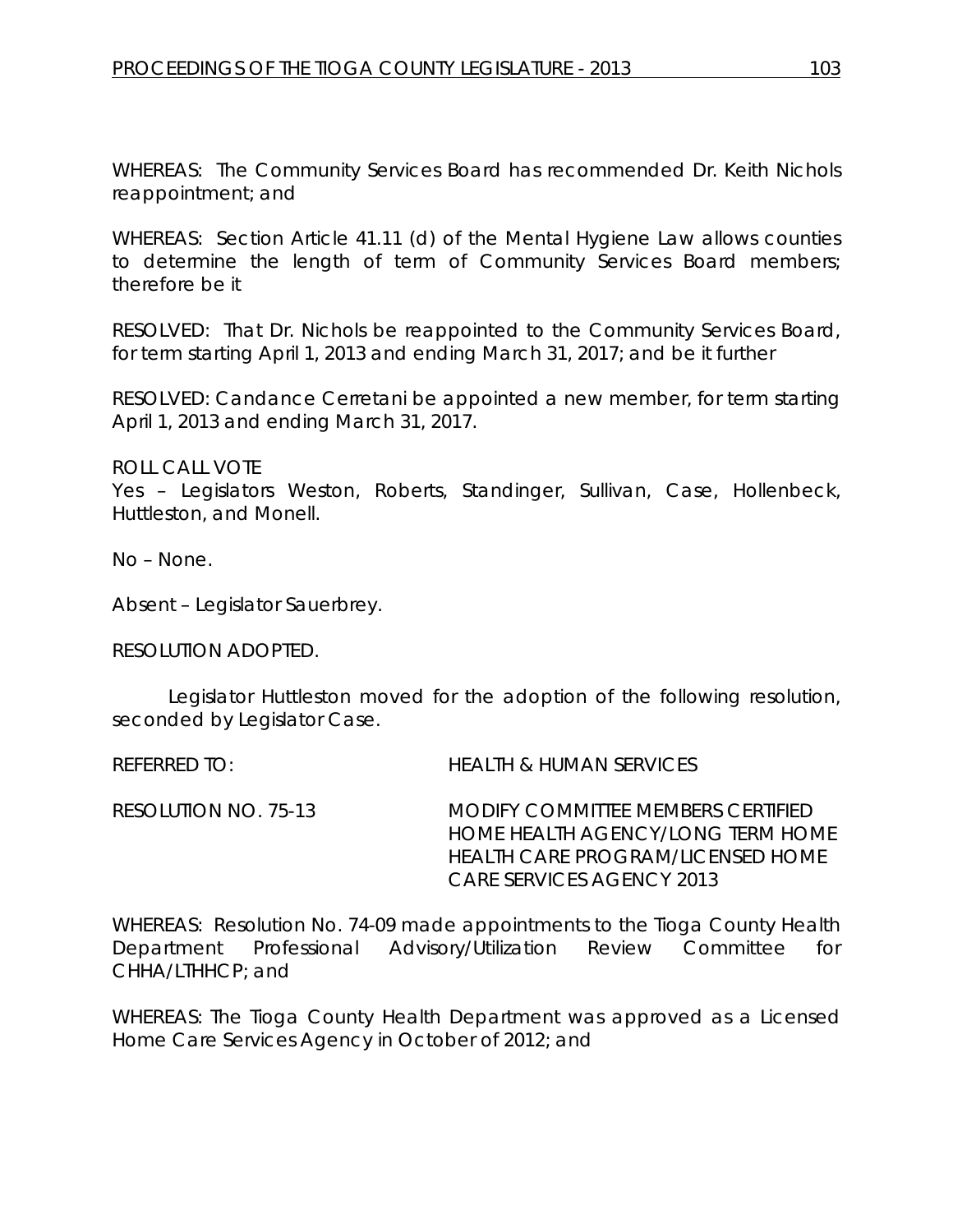WHEREAS: The Community Services Board has recommended Dr. Keith Nichols reappointment; and

WHEREAS: Section Article 41.11 (d) of the Mental Hygiene Law allows counties to determine the length of term of Community Services Board members; therefore be it

RESOLVED: That Dr. Nichols be reappointed to the Community Services Board, for term starting April 1, 2013 and ending March 31, 2017; and be it further

RESOLVED: Candance Cerretani be appointed a new member, for term starting April 1, 2013 and ending March 31, 2017.

ROLL CALL VOTE
Yes – Legislators Weston, Roberts, Standinger, Sullivan, Case, Hollenbeck, Huttleston, and Monell.

No – None.

Absent – Legislator Sauerbrey.

RESOLUTION ADOPTED.

Legislator Huttleston moved for the adoption of the following resolution, seconded by Legislator Case.

REFERRED TO: HEALTH & HUMAN SERVICES

RESOLUTION NO. 75-13 MODIFY COMMITTEE MEMBERS CERTIFIED HOME HEALTH AGENCY/LONG TERM HOME HEALTH CARE PROGRAM/LICENSED HOME CARE SERVICES AGENCY 2013

WHEREAS: Resolution No. 74-09 made appointments to the Tioga County Health Department Professional Advisory/Utilization Review Committee for CHHA/LTHHCP; and

WHEREAS: The Tioga County Health Department was approved as a Licensed Home Care Services Agency in October of 2012; and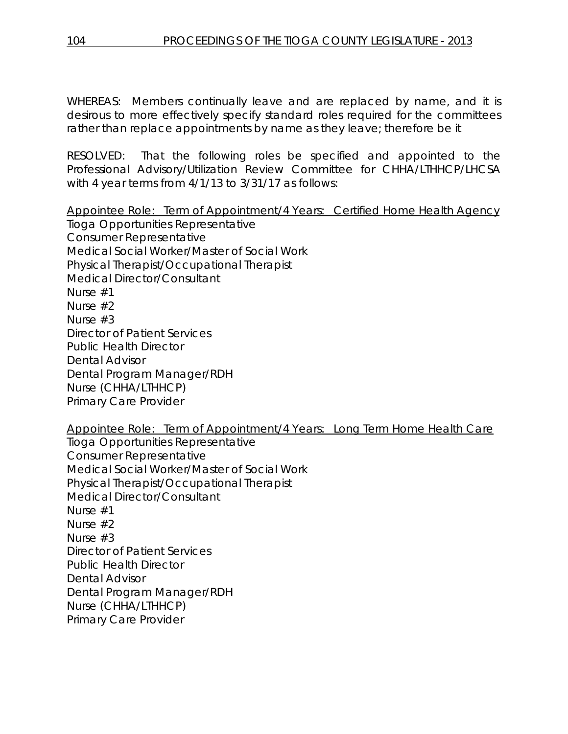WHEREAS: Members continually leave and are replaced by name, and it is desirous to more effectively specify standard roles required for the committees rather than replace appointments by name as they leave; therefore be it

RESOLVED: That the following roles be specified and appointed to the Professional Advisory/Utilization Review Committee for CHHA/LTHHCP/LHCSA with 4 year terms from 4/1/13 to 3/31/17 as follows:

<u>Appointee Role: Term of Appointment/4 Years: Certified Home Health Agency</u>

Tioga Opportunities Representative
Consumer Representative
Medical Social Worker/Master of Social Work
Physical Therapist/Occupational Therapist
Medical Director/Consultant
Nurse #1
Nurse #2
Nurse #3
Director of Patient Services
Public Health Director
Dental Advisor
Dental Program Manager/RDH
Nurse (CHHA/LTHHCP)
Primary Care Provider

<u>Appointee Role: Term of Appointment/4 Years: Long Term Home Health Care</u>

Tioga Opportunities Representative
Consumer Representative
Medical Social Worker/Master of Social Work
Physical Therapist/Occupational Therapist
Medical Director/Consultant
Nurse #1
Nurse #2
Nurse #3
Director of Patient Services
Public Health Director
Dental Advisor
Dental Program Manager/RDH
Nurse (CHHA/LTHHCP)
Primary Care Provider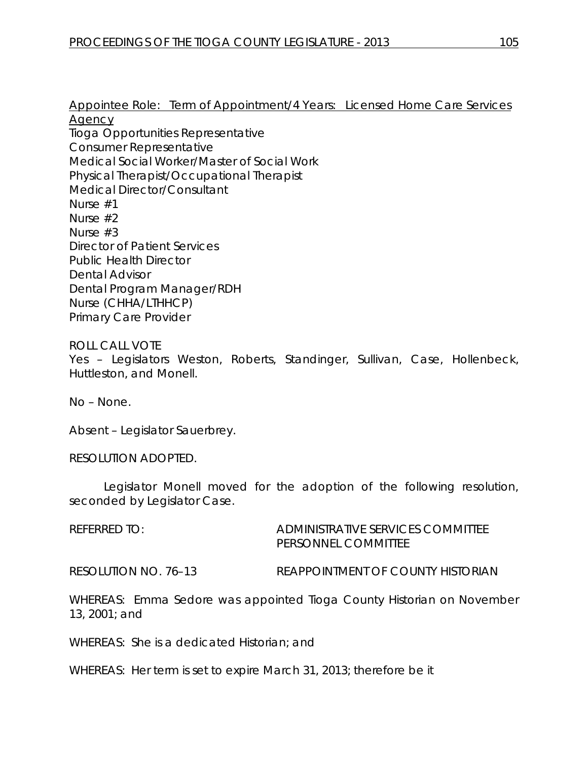Appointee Role: Term of Appointment/4 Years: Licensed Home Care Services Agency

Tioga Opportunities Representative
Consumer Representative
Medical Social Worker/Master of Social Work
Physical Therapist/Occupational Therapist
Medical Director/Consultant
Nurse #1
Nurse #2
Nurse #3
Director of Patient Services
Public Health Director
Dental Advisor
Dental Program Manager/RDH
Nurse (CHHA/LTHHCP)
Primary Care Provider

ROLL CALL VOTE
Yes – Legislators Weston, Roberts, Standinger, Sullivan, Case, Hollenbeck, Huttleston, and Monell.

No – None.

Absent – Legislator Sauerbrey.

RESOLUTION ADOPTED.

Legislator Monell moved for the adoption of the following resolution, seconded by Legislator Case.

REFERRED TO: ADMINISTRATIVE SERVICES COMMITTEE
PERSONNEL COMMITTEE

RESOLUTION NO. 76–13 REAPPOINTMENT OF COUNTY HISTORIAN

WHEREAS: Emma Sedore was appointed Tioga County Historian on November 13, 2001; and

WHEREAS: She is a dedicated Historian; and

WHEREAS: Her term is set to expire March 31, 2013; therefore be it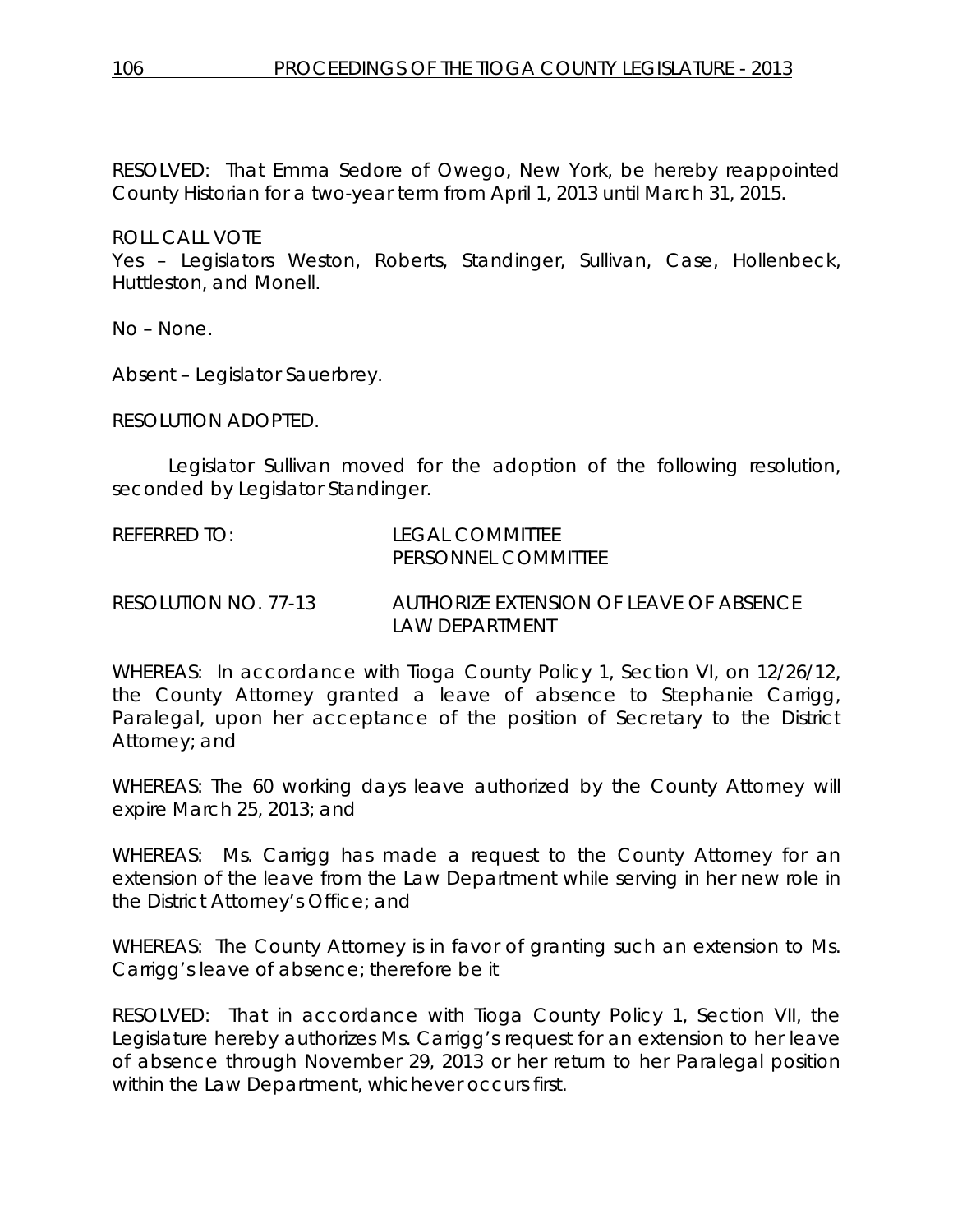RESOLVED: That Emma Sedore of Owego, New York, be hereby reappointed County Historian for a two-year term from April 1, 2013 until March 31, 2015.

ROLL CALL VOTE
Yes – Legislators Weston, Roberts, Standinger, Sullivan, Case, Hollenbeck, Huttleston, and Monell.

No – None.

Absent – Legislator Sauerbrey.

RESOLUTION ADOPTED.

Legislator Sullivan moved for the adoption of the following resolution, seconded by Legislator Standinger.

REFERRED TO: LEGAL COMMITTEE
PERSONNEL COMMITTEE

RESOLUTION NO. 77-13 AUTHORIZE EXTENSION OF LEAVE OF ABSENCE LAW DEPARTMENT

WHEREAS: In accordance with Tioga County Policy 1, Section VI, on 12/26/12, the County Attorney granted a leave of absence to Stephanie Carrigg, Paralegal, upon her acceptance of the position of Secretary to the District Attorney; and

WHEREAS: The 60 working days leave authorized by the County Attorney will expire March 25, 2013; and

WHEREAS: Ms. Carrigg has made a request to the County Attorney for an extension of the leave from the Law Department while serving in her new role in the District Attorney's Office; and

WHEREAS: The County Attorney is in favor of granting such an extension to Ms. Carrigg's leave of absence; therefore be it

RESOLVED: That in accordance with Tioga County Policy 1, Section VII, the Legislature hereby authorizes Ms. Carrigg's request for an extension to her leave of absence through November 29, 2013 or her return to her Paralegal position within the Law Department, whichever occurs first.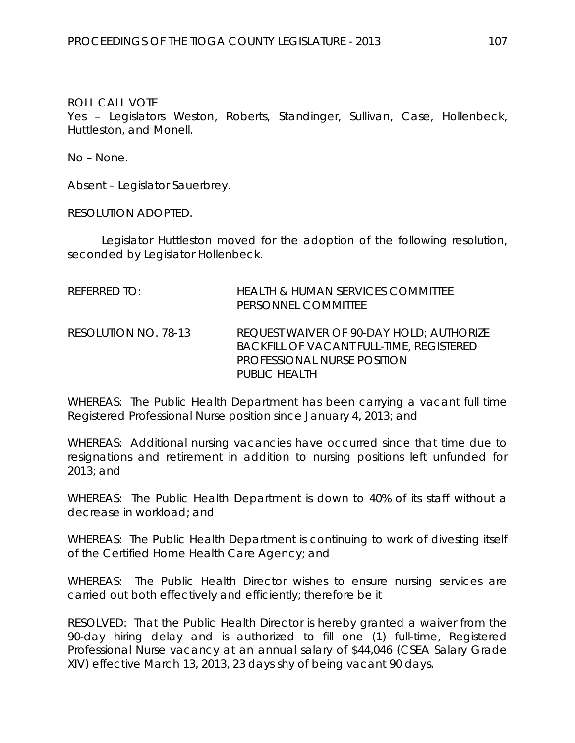ROLL CALL VOTE

Yes – Legislators Weston, Roberts, Standinger, Sullivan, Case, Hollenbeck, Huttleston, and Monell.

No – None.

Absent – Legislator Sauerbrey.

RESOLUTION ADOPTED.

Legislator Huttleston moved for the adoption of the following resolution, seconded by Legislator Hollenbeck.

REFERRED TO: HEALTH & HUMAN SERVICES COMMITTEE
PERSONNEL COMMITTEE

RESOLUTION NO. 78-13 REQUEST WAIVER OF 90-DAY HOLD; AUTHORIZE BACKFILL OF VACANT FULL-TIME, REGISTERED PROFESSIONAL NURSE POSITION
PUBLIC HEALTH

WHEREAS: The Public Health Department has been carrying a vacant full time Registered Professional Nurse position since January 4, 2013; and

WHEREAS: Additional nursing vacancies have occurred since that time due to resignations and retirement in addition to nursing positions left unfunded for 2013; and

WHEREAS: The Public Health Department is down to 40% of its staff without a decrease in workload; and

WHEREAS: The Public Health Department is continuing to work of divesting itself of the Certified Home Health Care Agency; and

WHEREAS: The Public Health Director wishes to ensure nursing services are carried out both effectively and efficiently; therefore be it

RESOLVED: That the Public Health Director is hereby granted a waiver from the 90-day hiring delay and is authorized to fill one (1) full-time, Registered Professional Nurse vacancy at an annual salary of $44,046 (CSEA Salary Grade XIV) effective March 13, 2013, 23 days shy of being vacant 90 days.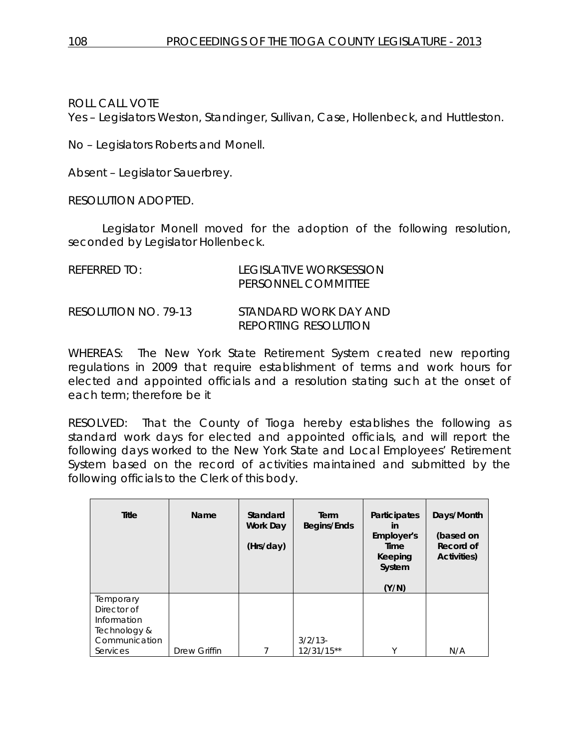ROLL CALL VOTE
Yes – Legislators Weston, Standinger, Sullivan, Case, Hollenbeck, and Huttleston.

No – Legislators Roberts and Monell.

Absent – Legislator Sauerbrey.

RESOLUTION ADOPTED.

Legislator Monell moved for the adoption of the following resolution, seconded by Legislator Hollenbeck.

REFERRED TO: LEGISLATIVE WORKSESSION
PERSONNEL COMMITTEE

RESOLUTION NO. 79-13 STANDARD WORK DAY AND REPORTING RESOLUTION

WHEREAS: The New York State Retirement System created new reporting regulations in 2009 that require establishment of terms and work hours for elected and appointed officials and a resolution stating such at the onset of each term; therefore be it

RESOLVED: That the County of Tioga hereby establishes the following as standard work days for elected and appointed officials, and will report the following days worked to the New York State and Local Employees' Retirement System based on the record of activities maintained and submitted by the following officials to the Clerk of this body.

| Title | Name | Standard Work Day (Hrs/day) | Term Begins/Ends | Participates in Employer's Time Keeping System (Y/N) | Days/Month (based on Record of Activities) |
|---|---|---|---|---|---|
| Temporary Director of Information Technology & Communication Services | Drew Griffin | 7 | 3/2/13-12/31/15** | Y | N/A |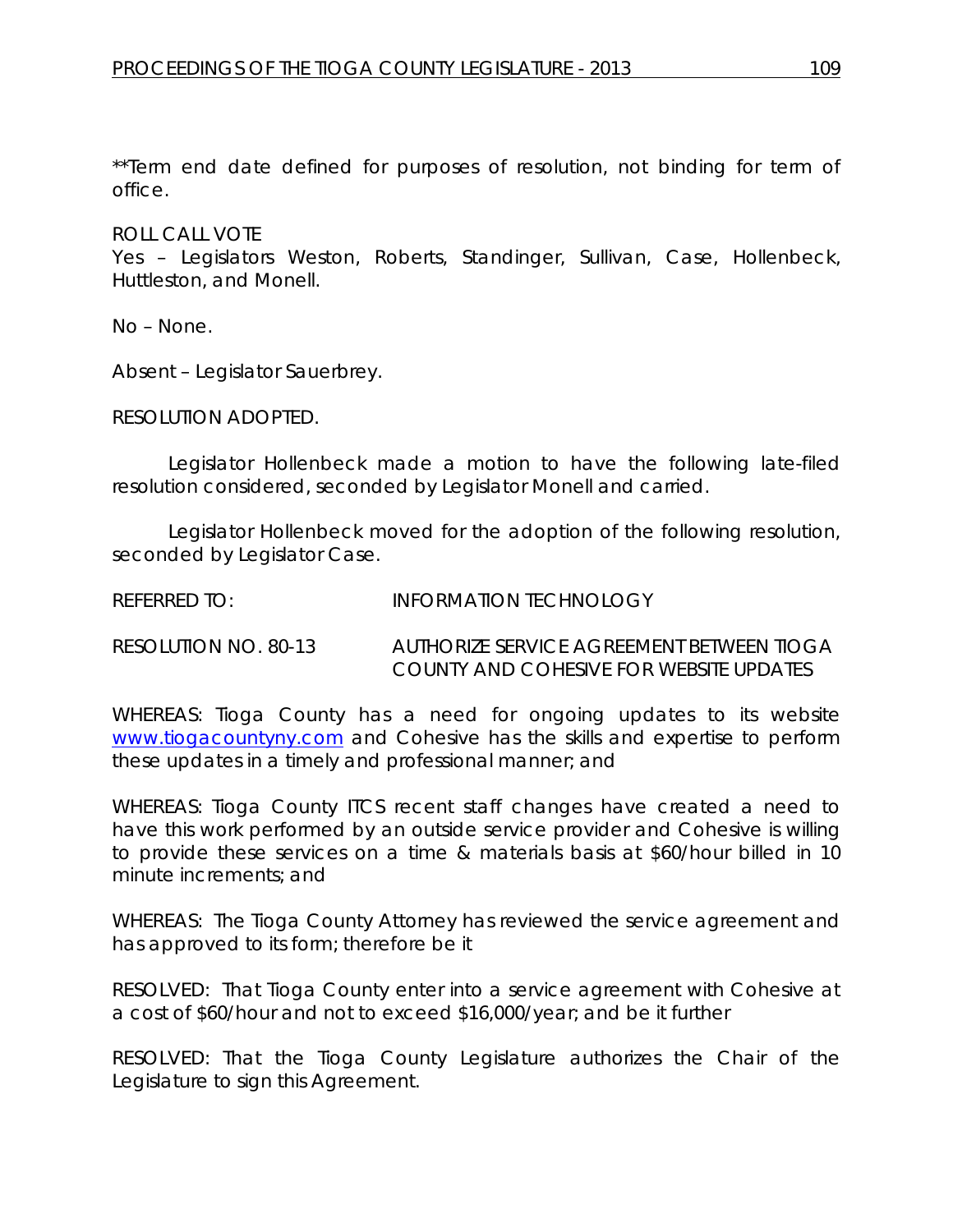**Term end date defined for purposes of resolution, not binding for term of office.

ROLL CALL VOTE
Yes – Legislators Weston, Roberts, Standinger, Sullivan, Case, Hollenbeck, Huttleston, and Monell.

No – None.

Absent – Legislator Sauerbrey.

RESOLUTION ADOPTED.

Legislator Hollenbeck made a motion to have the following late-filed resolution considered, seconded by Legislator Monell and carried.

Legislator Hollenbeck moved for the adoption of the following resolution, seconded by Legislator Case.

REFERRED TO: INFORMATION TECHNOLOGY

RESOLUTION NO. 80-13 AUTHORIZE SERVICE AGREEMENT BETWEEN TIOGA COUNTY AND COHESIVE FOR WEBSITE UPDATES

WHEREAS: Tioga County has a need for ongoing updates to its website www.tiogacountyny.com and Cohesive has the skills and expertise to perform these updates in a timely and professional manner; and

WHEREAS: Tioga County ITCS recent staff changes have created a need to have this work performed by an outside service provider and Cohesive is willing to provide these services on a time & materials basis at $60/hour billed in 10 minute increments; and

WHEREAS: The Tioga County Attorney has reviewed the service agreement and has approved to its form; therefore be it

RESOLVED: That Tioga County enter into a service agreement with Cohesive at a cost of $60/hour and not to exceed $16,000/year; and be it further

RESOLVED: That the Tioga County Legislature authorizes the Chair of the Legislature to sign this Agreement.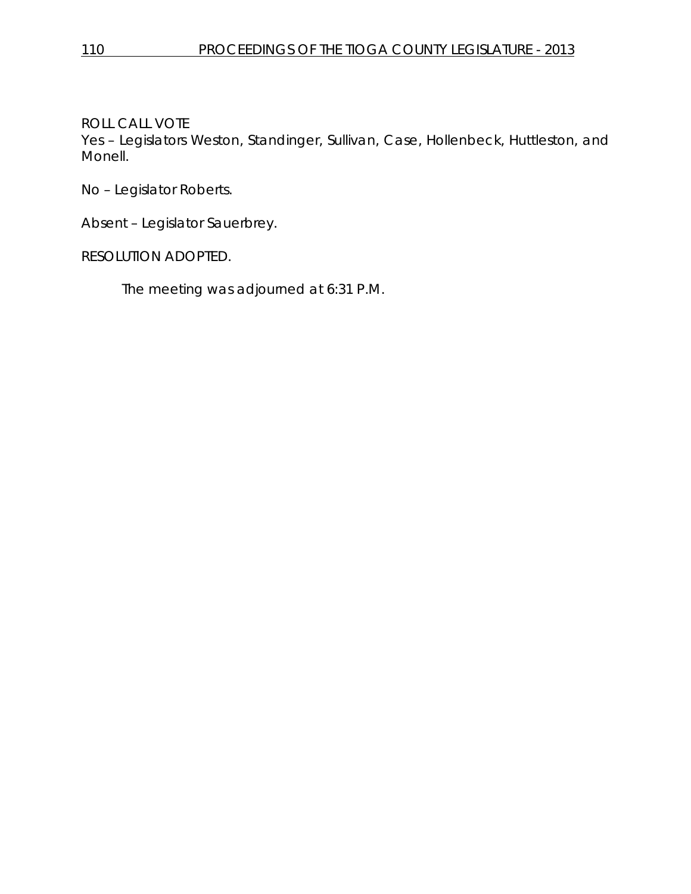ROLL CALL VOTE
Yes – Legislators Weston, Standinger, Sullivan, Case, Hollenbeck, Huttleston, and Monell.

No – Legislator Roberts.

Absent – Legislator Sauerbrey.

RESOLUTION ADOPTED.

The meeting was adjourned at 6:31 P.M.